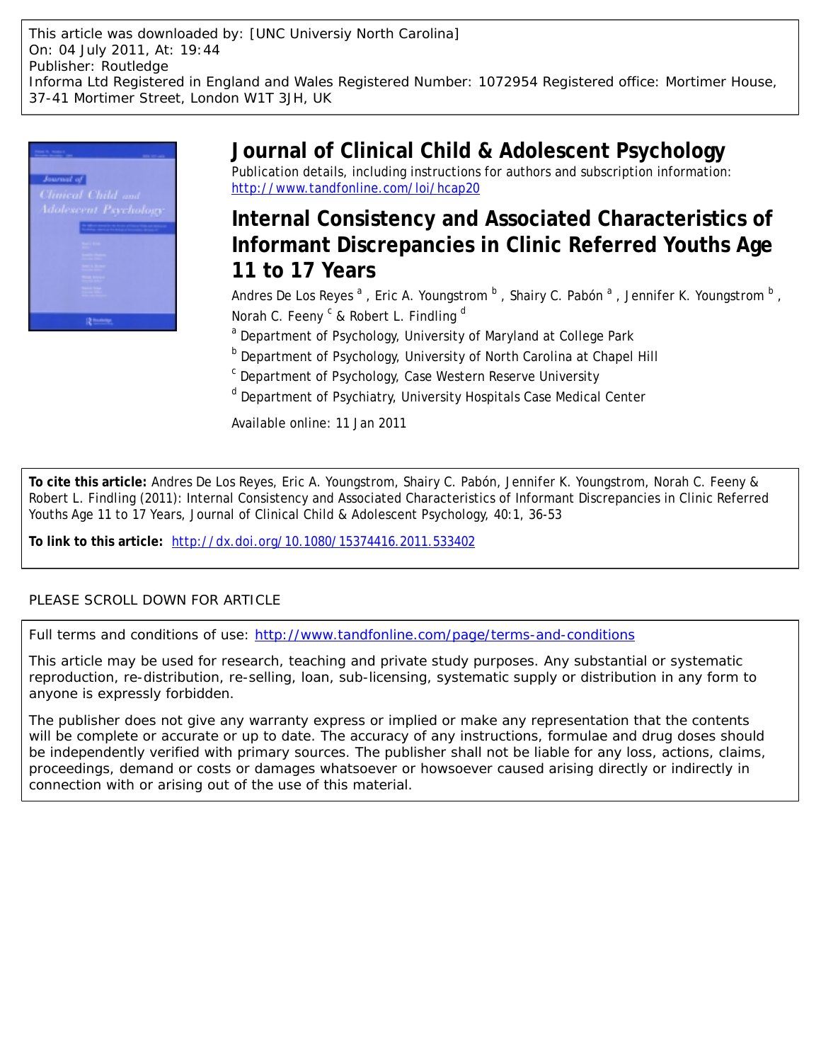This article was downloaded by: [UNC Universiy North Carolina]
On: 04 July 2011, At: 19:44
Publisher: Routledge
Informa Ltd Registered in England and Wales Registered Number: 1072954 Registered office: Mortimer House, 37-41 Mortimer Street, London W1T 3JH, UK

# Journal of Clinical Child & Adolescent Psychology

Publication details, including instructions for authors and subscription information:
http://www.tandfonline.com/loi/hcap20

## Internal Consistency and Associated Characteristics of Informant Discrepancies in Clinic Referred Youths Age 11 to 17 Years

Andres De Los Reyes [a] , Eric A. Youngstrom [b] , Shairy C. Pabón [a] , Jennifer K. Youngstrom [b] , Norah C. Feeny [c] & Robert L. Findling [d]

[a] Department of Psychology, University of Maryland at College Park

[b] Department of Psychology, University of North Carolina at Chapel Hill

[c] Department of Psychology, Case Western Reserve University

[d] Department of Psychiatry, University Hospitals Case Medical Center

Available online: 11 Jan 2011

**To cite this article:** Andres De Los Reyes, Eric A. Youngstrom, Shairy C. Pabón, Jennifer K. Youngstrom, Norah C. Feeny & Robert L. Findling (2011): Internal Consistency and Associated Characteristics of Informant Discrepancies in Clinic Referred Youths Age 11 to 17 Years, Journal of Clinical Child & Adolescent Psychology, 40:1, 36-53

**To link to this article:** http://dx.doi.org/10.1080/15374416.2011.533402

PLEASE SCROLL DOWN FOR ARTICLE

Full terms and conditions of use: http://www.tandfonline.com/page/terms-and-conditions

This article may be used for research, teaching and private study purposes. Any substantial or systematic reproduction, re-distribution, re-selling, loan, sub-licensing, systematic supply or distribution in any form to anyone is expressly forbidden.

The publisher does not give any warranty express or implied or make any representation that the contents will be complete or accurate or up to date. The accuracy of any instructions, formulae and drug doses should be independently verified with primary sources. The publisher shall not be liable for any loss, actions, claims, proceedings, demand or costs or damages whatsoever or howsoever caused arising directly or indirectly in connection with or arising out of the use of this material.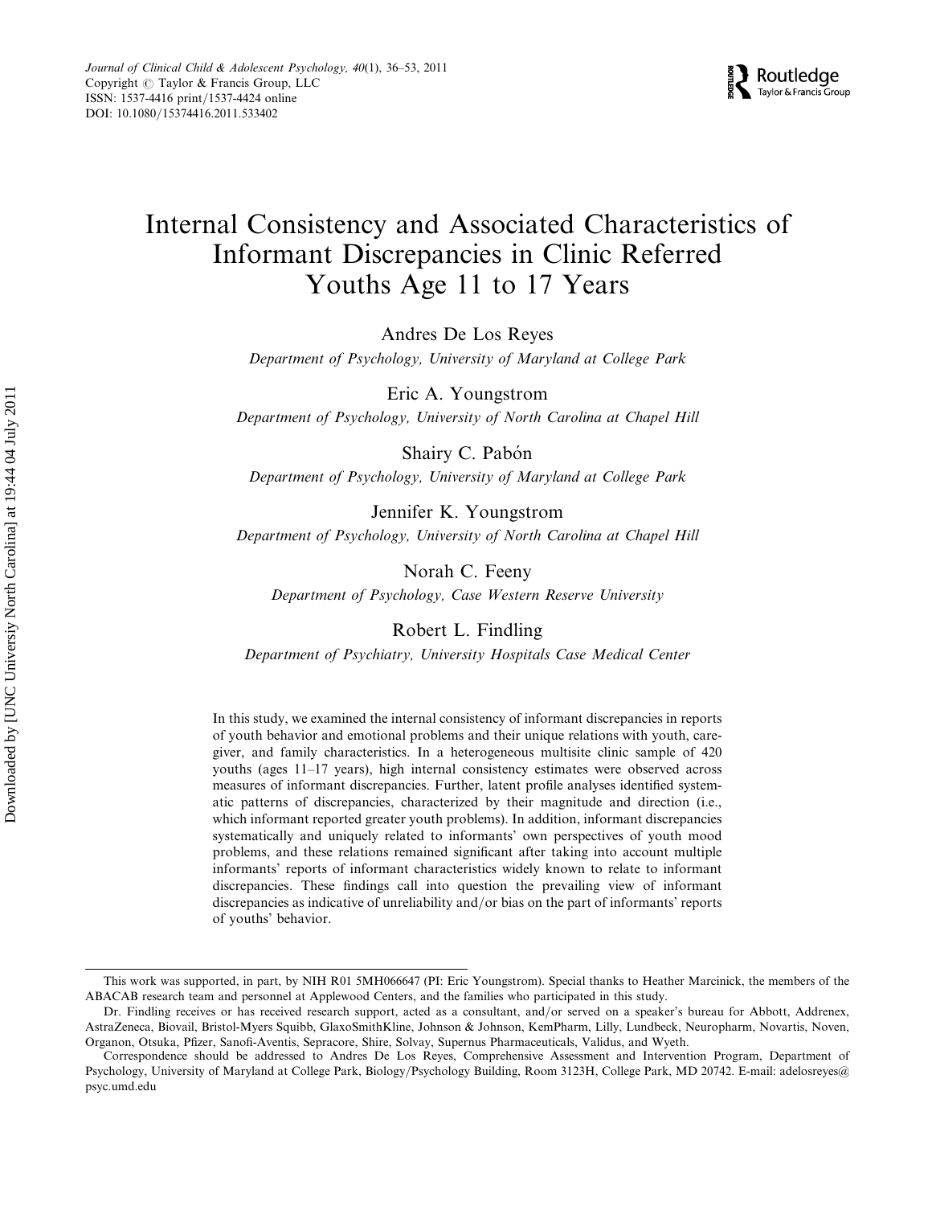# Internal Consistency and Associated Characteristics of Informant Discrepancies in Clinic Referred Youths Age 11 to 17 Years

Andres De Los Reyes

*Department of Psychology, University of Maryland at College Park*

Eric A. Youngstrom

*Department of Psychology, University of North Carolina at Chapel Hill*

Shairy C. Pabón

*Department of Psychology, University of Maryland at College Park*

Jennifer K. Youngstrom

*Department of Psychology, University of North Carolina at Chapel Hill*

Norah C. Feeny

*Department of Psychology, Case Western Reserve University*

Robert L. Findling

*Department of Psychiatry, University Hospitals Case Medical Center*

In this study, we examined the internal consistency of informant discrepancies in reports of youth behavior and emotional problems and their unique relations with youth, caregiver, and family characteristics. In a heterogeneous multisite clinic sample of 420 youths (ages 11–17 years), high internal consistency estimates were observed across measures of informant discrepancies. Further, latent profile analyses identified systematic patterns of discrepancies, characterized by their magnitude and direction (i.e., which informant reported greater youth problems). In addition, informant discrepancies systematically and uniquely related to informants' own perspectives of youth mood problems, and these relations remained significant after taking into account multiple informants' reports of informant characteristics widely known to relate to informant discrepancies. These findings call into question the prevailing view of informant discrepancies as indicative of unreliability and/or bias on the part of informants' reports of youths' behavior.

---

This work was supported, in part, by NIH R01 5MH066647 (PI: Eric Youngstrom). Special thanks to Heather Marcinick, the members of the ABACAB research team and personnel at Applewood Centers, and the families who participated in this study.

Dr. Findling receives or has received research support, acted as a consultant, and/or served on a speaker's bureau for Abbott, Addrenex, AstraZeneca, Biovail, Bristol-Myers Squibb, GlaxoSmithKline, Johnson & Johnson, KemPharm, Lilly, Lundbeck, Neuropharm, Novartis, Noven, Organon, Otsuka, Pfizer, Sanofi-Aventis, Sepracore, Shire, Solvay, Supernus Pharmaceuticals, Validus, and Wyeth.

Correspondence should be addressed to Andres De Los Reyes, Comprehensive Assessment and Intervention Program, Department of Psychology, University of Maryland at College Park, Biology/Psychology Building, Room 3123H, College Park, MD 20742. E-mail: adelosreyes@psyc.umd.edu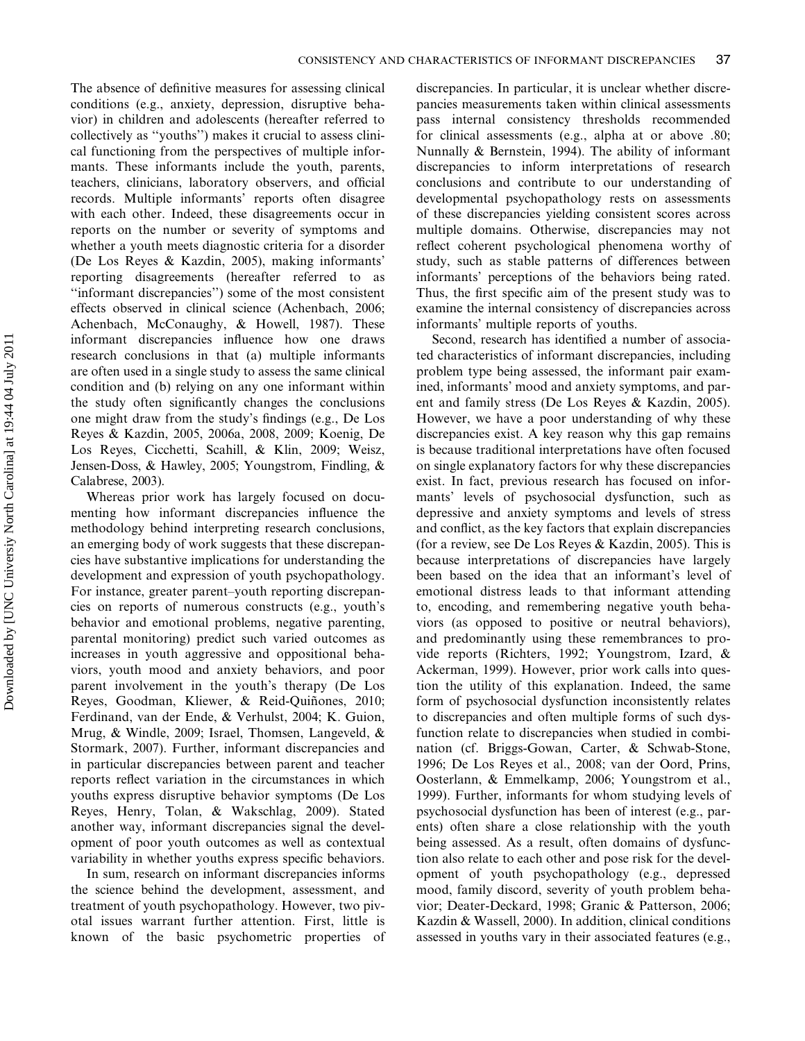The absence of definitive measures for assessing clinical conditions (e.g., anxiety, depression, disruptive behavior) in children and adolescents (hereafter referred to collectively as ''youths'') makes it crucial to assess clinical functioning from the perspectives of multiple informants. These informants include the youth, parents, teachers, clinicians, laboratory observers, and official records. Multiple informants' reports often disagree with each other. Indeed, these disagreements occur in reports on the number or severity of symptoms and whether a youth meets diagnostic criteria for a disorder (De Los Reyes & Kazdin, 2005), making informants' reporting disagreements (hereafter referred to as ''informant discrepancies'') some of the most consistent effects observed in clinical science (Achenbach, 2006; Achenbach, McConaughy, & Howell, 1987). These informant discrepancies influence how one draws research conclusions in that (a) multiple informants are often used in a single study to assess the same clinical condition and (b) relying on any one informant within the study often significantly changes the conclusions one might draw from the study's findings (e.g., De Los Reyes & Kazdin, 2005, 2006a, 2008, 2009; Koenig, De Los Reyes, Cicchetti, Scahill, & Klin, 2009; Weisz, Jensen-Doss, & Hawley, 2005; Youngstrom, Findling, & Calabrese, 2003).

Whereas prior work has largely focused on documenting how informant discrepancies influence the methodology behind interpreting research conclusions, an emerging body of work suggests that these discrepancies have substantive implications for understanding the development and expression of youth psychopathology. For instance, greater parent–youth reporting discrepancies on reports of numerous constructs (e.g., youth's behavior and emotional problems, negative parenting, parental monitoring) predict such varied outcomes as increases in youth aggressive and oppositional behaviors, youth mood and anxiety behaviors, and poor parent involvement in the youth's therapy (De Los Reyes, Goodman, Kliewer, & Reid-Quiñones, 2010; Ferdinand, van der Ende, & Verhulst, 2004; K. Guion, Mrug, & Windle, 2009; Israel, Thomsen, Langeveld, & Stormark, 2007). Further, informant discrepancies and in particular discrepancies between parent and teacher reports reflect variation in the circumstances in which youths express disruptive behavior symptoms (De Los Reyes, Henry, Tolan, & Wakschlag, 2009). Stated another way, informant discrepancies signal the development of poor youth outcomes as well as contextual variability in whether youths express specific behaviors.

In sum, research on informant discrepancies informs the science behind the development, assessment, and treatment of youth psychopathology. However, two pivotal issues warrant further attention. First, little is known of the basic psychometric properties of discrepancies. In particular, it is unclear whether discrepancies measurements taken within clinical assessments pass internal consistency thresholds recommended for clinical assessments (e.g., alpha at or above .80; Nunnally & Bernstein, 1994). The ability of informant discrepancies to inform interpretations of research conclusions and contribute to our understanding of developmental psychopathology rests on assessments of these discrepancies yielding consistent scores across multiple domains. Otherwise, discrepancies may not reflect coherent psychological phenomena worthy of study, such as stable patterns of differences between informants' perceptions of the behaviors being rated. Thus, the first specific aim of the present study was to examine the internal consistency of discrepancies across informants' multiple reports of youths.

Second, research has identified a number of associated characteristics of informant discrepancies, including problem type being assessed, the informant pair examined, informants' mood and anxiety symptoms, and parent and family stress (De Los Reyes & Kazdin, 2005). However, we have a poor understanding of why these discrepancies exist. A key reason why this gap remains is because traditional interpretations have often focused on single explanatory factors for why these discrepancies exist. In fact, previous research has focused on informants' levels of psychosocial dysfunction, such as depressive and anxiety symptoms and levels of stress and conflict, as the key factors that explain discrepancies (for a review, see De Los Reyes & Kazdin, 2005). This is because interpretations of discrepancies have largely been based on the idea that an informant's level of emotional distress leads to that informant attending to, encoding, and remembering negative youth behaviors (as opposed to positive or neutral behaviors), and predominantly using these remembrances to provide reports (Richters, 1992; Youngstrom, Izard, & Ackerman, 1999). However, prior work calls into question the utility of this explanation. Indeed, the same form of psychosocial dysfunction inconsistently relates to discrepancies and often multiple forms of such dysfunction relate to discrepancies when studied in combination (cf. Briggs-Gowan, Carter, & Schwab-Stone, 1996; De Los Reyes et al., 2008; van der Oord, Prins, Oosterlann, & Emmelkamp, 2006; Youngstrom et al., 1999). Further, informants for whom studying levels of psychosocial dysfunction has been of interest (e.g., parents) often share a close relationship with the youth being assessed. As a result, often domains of dysfunction also relate to each other and pose risk for the development of youth psychopathology (e.g., depressed mood, family discord, severity of youth problem behavior; Deater-Deckard, 1998; Granic & Patterson, 2006; Kazdin & Wassell, 2000). In addition, clinical conditions assessed in youths vary in their associated features (e.g.,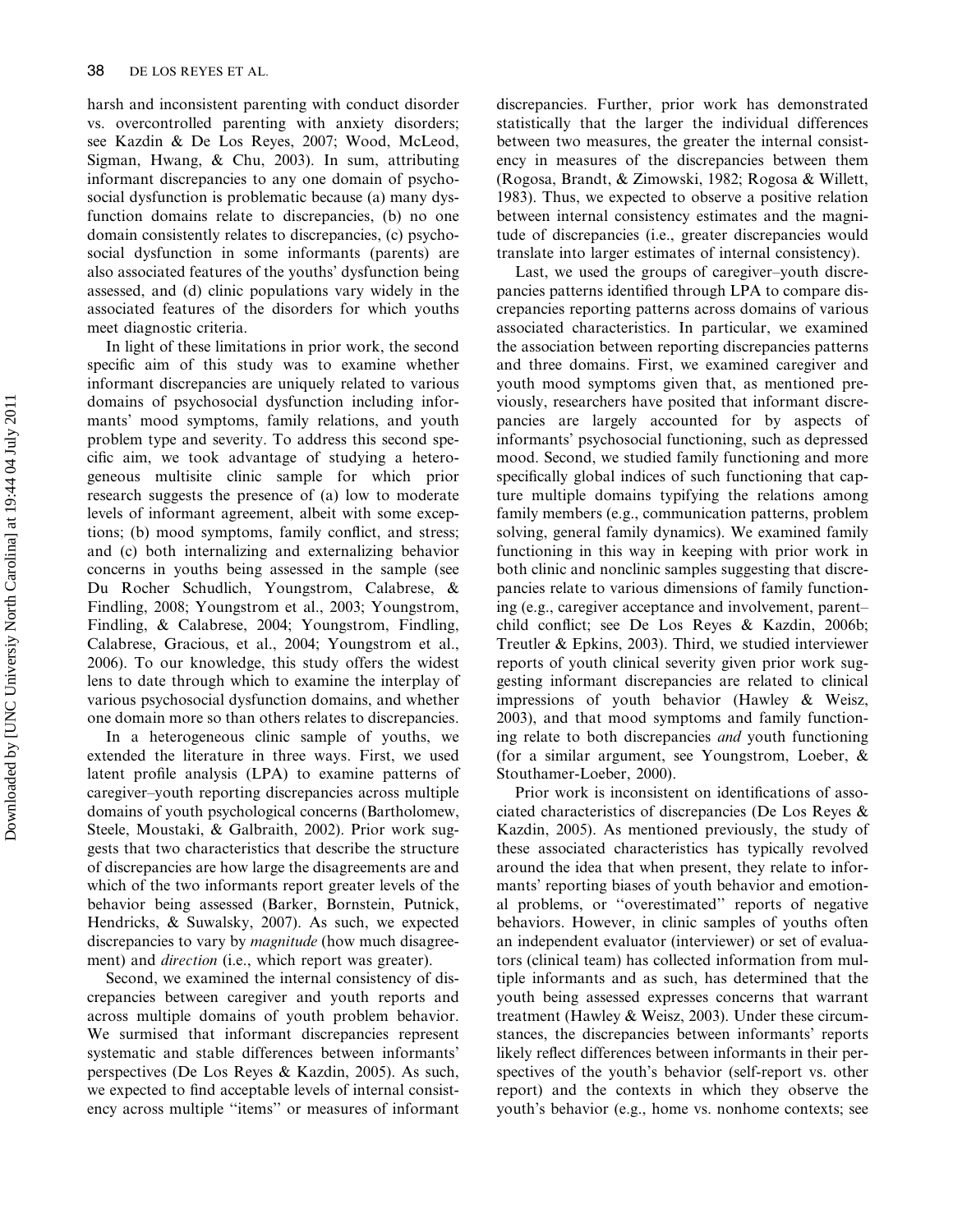harsh and inconsistent parenting with conduct disorder vs. overcontrolled parenting with anxiety disorders; see Kazdin & De Los Reyes, 2007; Wood, McLeod, Sigman, Hwang, & Chu, 2003). In sum, attributing informant discrepancies to any one domain of psychosocial dysfunction is problematic because (a) many dysfunction domains relate to discrepancies, (b) no one domain consistently relates to discrepancies, (c) psychosocial dysfunction in some informants (parents) are also associated features of the youths' dysfunction being assessed, and (d) clinic populations vary widely in the associated features of the disorders for which youths meet diagnostic criteria.

In light of these limitations in prior work, the second specific aim of this study was to examine whether informant discrepancies are uniquely related to various domains of psychosocial dysfunction including informants' mood symptoms, family relations, and youth problem type and severity. To address this second specific aim, we took advantage of studying a heterogeneous multisite clinic sample for which prior research suggests the presence of (a) low to moderate levels of informant agreement, albeit with some exceptions; (b) mood symptoms, family conflict, and stress; and (c) both internalizing and externalizing behavior concerns in youths being assessed in the sample (see Du Rocher Schudlich, Youngstrom, Calabrese, & Findling, 2008; Youngstrom et al., 2003; Youngstrom, Findling, & Calabrese, 2004; Youngstrom, Findling, Calabrese, Gracious, et al., 2004; Youngstrom et al., 2006). To our knowledge, this study offers the widest lens to date through which to examine the interplay of various psychosocial dysfunction domains, and whether one domain more so than others relates to discrepancies.

In a heterogeneous clinic sample of youths, we extended the literature in three ways. First, we used latent profile analysis (LPA) to examine patterns of caregiver–youth reporting discrepancies across multiple domains of youth psychological concerns (Bartholomew, Steele, Moustaki, & Galbraith, 2002). Prior work suggests that two characteristics that describe the structure of discrepancies are how large the disagreements are and which of the two informants report greater levels of the behavior being assessed (Barker, Bornstein, Putnick, Hendricks, & Suwalsky, 2007). As such, we expected discrepancies to vary by *magnitude* (how much disagreement) and *direction* (i.e., which report was greater).

Second, we examined the internal consistency of discrepancies between caregiver and youth reports and across multiple domains of youth problem behavior. We surmised that informant discrepancies represent systematic and stable differences between informants' perspectives (De Los Reyes & Kazdin, 2005). As such, we expected to find acceptable levels of internal consistency across multiple "items" or measures of informant discrepancies. Further, prior work has demonstrated statistically that the larger the individual differences between two measures, the greater the internal consistency in measures of the discrepancies between them (Rogosa, Brandt, & Zimowski, 1982; Rogosa & Willett, 1983). Thus, we expected to observe a positive relation between internal consistency estimates and the magnitude of discrepancies (i.e., greater discrepancies would translate into larger estimates of internal consistency).

Last, we used the groups of caregiver–youth discrepancies patterns identified through LPA to compare discrepancies reporting patterns across domains of various associated characteristics. In particular, we examined the association between reporting discrepancies patterns and three domains. First, we examined caregiver and youth mood symptoms given that, as mentioned previously, researchers have posited that informant discrepancies are largely accounted for by aspects of informants' psychosocial functioning, such as depressed mood. Second, we studied family functioning and more specifically global indices of such functioning that capture multiple domains typifying the relations among family members (e.g., communication patterns, problem solving, general family dynamics). We examined family functioning in this way in keeping with prior work in both clinic and nonclinic samples suggesting that discrepancies relate to various dimensions of family functioning (e.g., caregiver acceptance and involvement, parent–child conflict; see De Los Reyes & Kazdin, 2006b; Treutler & Epkins, 2003). Third, we studied interviewer reports of youth clinical severity given prior work suggesting informant discrepancies are related to clinical impressions of youth behavior (Hawley & Weisz, 2003), and that mood symptoms and family functioning relate to both discrepancies *and* youth functioning (for a similar argument, see Youngstrom, Loeber, & Stouthamer-Loeber, 2000).

Prior work is inconsistent on identifications of associated characteristics of discrepancies (De Los Reyes & Kazdin, 2005). As mentioned previously, the study of these associated characteristics has typically revolved around the idea that when present, they relate to informants' reporting biases of youth behavior and emotional problems, or "overestimated" reports of negative behaviors. However, in clinic samples of youths often an independent evaluator (interviewer) or set of evaluators (clinical team) has collected information from multiple informants and as such, has determined that the youth being assessed expresses concerns that warrant treatment (Hawley & Weisz, 2003). Under these circumstances, the discrepancies between informants' reports likely reflect differences between informants in their perspectives of the youth's behavior (self-report vs. other report) and the contexts in which they observe the youth's behavior (e.g., home vs. nonhome contexts; see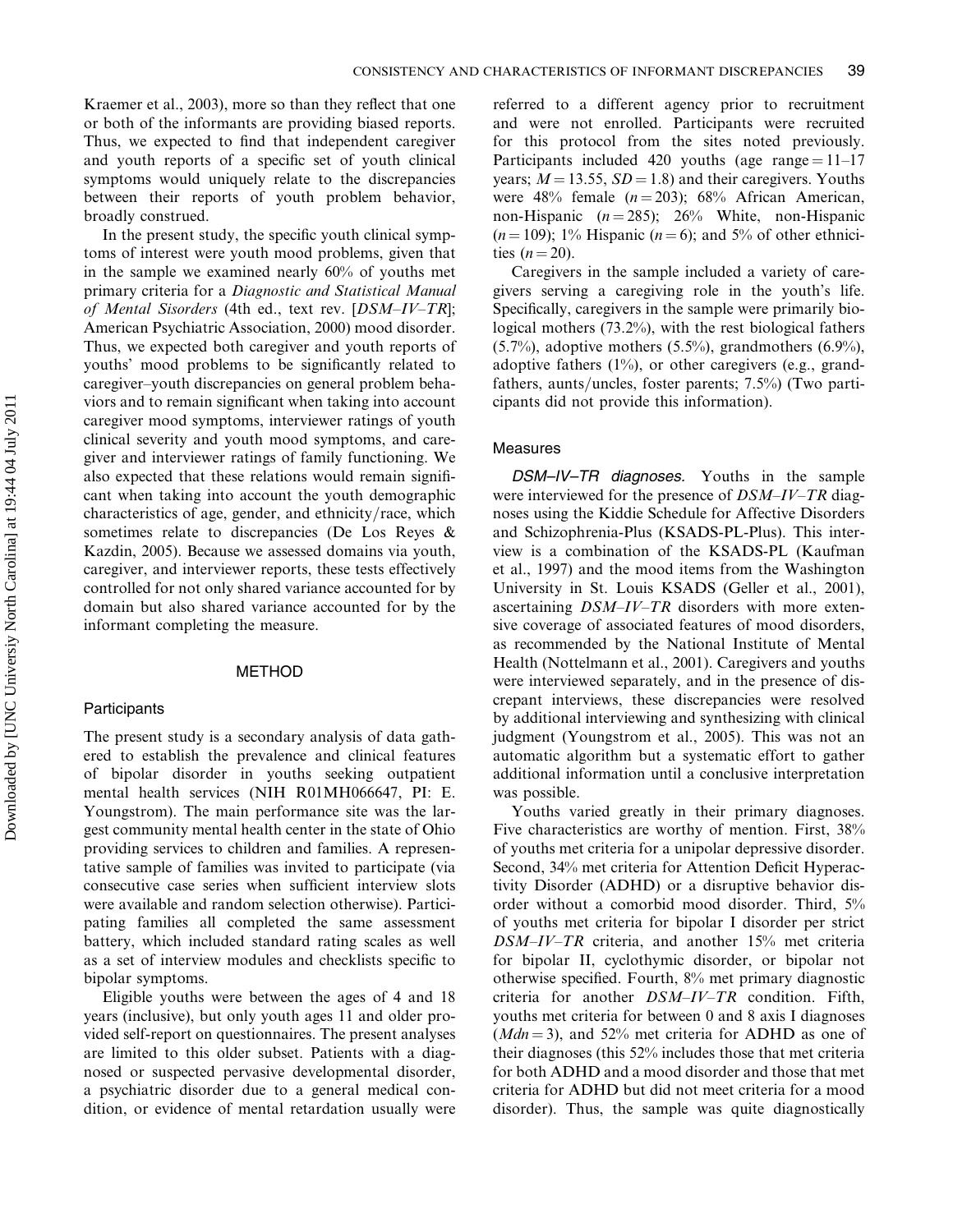Kraemer et al., 2003), more so than they reflect that one or both of the informants are providing biased reports. Thus, we expected to find that independent caregiver and youth reports of a specific set of youth clinical symptoms would uniquely relate to the discrepancies between their reports of youth problem behavior, broadly construed.

In the present study, the specific youth clinical symptoms of interest were youth mood problems, given that in the sample we examined nearly 60% of youths met primary criteria for a *Diagnostic and Statistical Manual of Mental Sisorders* (4th ed., text rev. [*DSM–IV–TR*]; American Psychiatric Association, 2000) mood disorder. Thus, we expected both caregiver and youth reports of youths' mood problems to be significantly related to caregiver–youth discrepancies on general problem behaviors and to remain significant when taking into account caregiver mood symptoms, interviewer ratings of youth clinical severity and youth mood symptoms, and caregiver and interviewer ratings of family functioning. We also expected that these relations would remain significant when taking into account the youth demographic characteristics of age, gender, and ethnicity/race, which sometimes relate to discrepancies (De Los Reyes & Kazdin, 2005). Because we assessed domains via youth, caregiver, and interviewer reports, these tests effectively controlled for not only shared variance accounted for by domain but also shared variance accounted for by the informant completing the measure.

## METHOD

### Participants

The present study is a secondary analysis of data gathered to establish the prevalence and clinical features of bipolar disorder in youths seeking outpatient mental health services (NIH R01MH066647, PI: E. Youngstrom). The main performance site was the largest community mental health center in the state of Ohio providing services to children and families. A representative sample of families was invited to participate (via consecutive case series when sufficient interview slots were available and random selection otherwise). Participating families all completed the same assessment battery, which included standard rating scales as well as a set of interview modules and checklists specific to bipolar symptoms.

Eligible youths were between the ages of 4 and 18 years (inclusive), but only youth ages 11 and older provided self-report on questionnaires. The present analyses are limited to this older subset. Patients with a diagnosed or suspected pervasive developmental disorder, a psychiatric disorder due to a general medical condition, or evidence of mental retardation usually were referred to a different agency prior to recruitment and were not enrolled. Participants were recruited for this protocol from the sites noted previously. Participants included 420 youths (age range = 11–17 years; $M = 13.55$, $SD = 1.8$) and their caregivers. Youths were 48% female ($n = 203$); 68% African American, non-Hispanic ($n = 285$); 26% White, non-Hispanic ($n = 109$); 1% Hispanic ($n = 6$); and 5% of other ethnicities ($n = 20$).

Caregivers in the sample included a variety of caregivers serving a caregiving role in the youth's life. Specifically, caregivers in the sample were primarily biological mothers (73.2%), with the rest biological fathers (5.7%), adoptive mothers (5.5%), grandmothers (6.9%), adoptive fathers (1%), or other caregivers (e.g., grandfathers, aunts/uncles, foster parents; 7.5%) (Two participants did not provide this information).

### Measures

***DSM–IV–TR diagnoses.*** Youths in the sample were interviewed for the presence of *DSM–IV–TR* diagnoses using the Kiddie Schedule for Affective Disorders and Schizophrenia-Plus (KSADS-PL-Plus). This interview is a combination of the KSADS-PL (Kaufman et al., 1997) and the mood items from the Washington University in St. Louis KSADS (Geller et al., 2001), ascertaining *DSM–IV–TR* disorders with more extensive coverage of associated features of mood disorders, as recommended by the National Institute of Mental Health (Nottelmann et al., 2001). Caregivers and youths were interviewed separately, and in the presence of discrepant interviews, these discrepancies were resolved by additional interviewing and synthesizing with clinical judgment (Youngstrom et al., 2005). This was not an automatic algorithm but a systematic effort to gather additional information until a conclusive interpretation was possible.

Youths varied greatly in their primary diagnoses. Five characteristics are worthy of mention. First, 38% of youths met criteria for a unipolar depressive disorder. Second, 34% met criteria for Attention Deficit Hyperactivity Disorder (ADHD) or a disruptive behavior disorder without a comorbid mood disorder. Third, 5% of youths met criteria for bipolar I disorder per strict *DSM–IV–TR* criteria, and another 15% met criteria for bipolar II, cyclothymic disorder, or bipolar not otherwise specified. Fourth, 8% met primary diagnostic criteria for another *DSM–IV–TR* condition. Fifth, youths met criteria for between 0 and 8 axis I diagnoses ($Mdn = 3$), and 52% met criteria for ADHD as one of their diagnoses (this 52% includes those that met criteria for both ADHD and a mood disorder and those that met criteria for ADHD but did not meet criteria for a mood disorder). Thus, the sample was quite diagnostically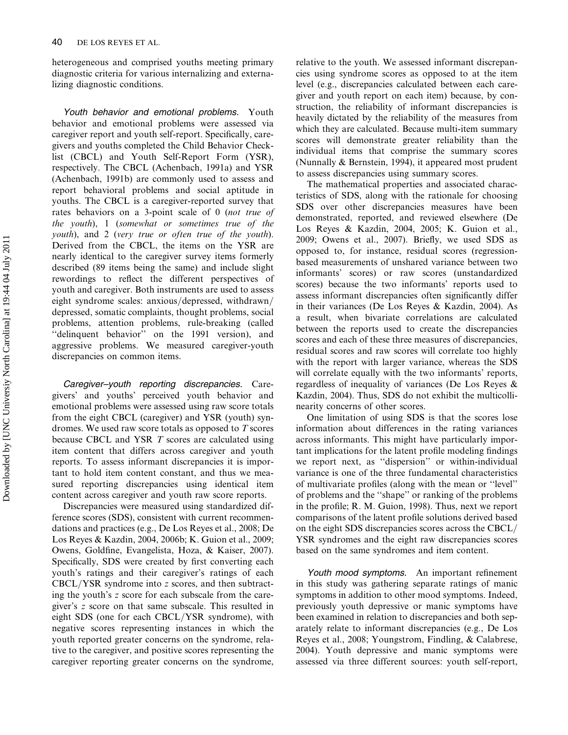heterogeneous and comprised youths meeting primary diagnostic criteria for various internalizing and externalizing diagnostic conditions.

*Youth behavior and emotional problems.* Youth behavior and emotional problems were assessed via caregiver report and youth self-report. Specifically, caregivers and youths completed the Child Behavior Checklist (CBCL) and Youth Self-Report Form (YSR), respectively. The CBCL (Achenbach, 1991a) and YSR (Achenbach, 1991b) are commonly used to assess and report behavioral problems and social aptitude in youths. The CBCL is a caregiver-reported survey that rates behaviors on a 3-point scale of 0 (*not true of the youth*), 1 (*somewhat or sometimes true of the youth*), and 2 (*very true or often true of the youth*). Derived from the CBCL, the items on the YSR are nearly identical to the caregiver survey items formerly described (89 items being the same) and include slight rewordings to reflect the different perspectives of youth and caregiver. Both instruments are used to assess eight syndrome scales: anxious/depressed, withdrawn/depressed, somatic complaints, thought problems, social problems, attention problems, rule-breaking (called "delinquent behavior" on the 1991 version), and aggressive problems. We measured caregiver-youth discrepancies on common items.

*Caregiver–youth reporting discrepancies.* Caregivers' and youths' perceived youth behavior and emotional problems were assessed using raw score totals from the eight CBCL (caregiver) and YSR (youth) syndromes. We used raw score totals as opposed to $T$ scores because CBCL and YSR $T$ scores are calculated using item content that differs across caregiver and youth reports. To assess informant discrepancies it is important to hold item content constant, and thus we measured reporting discrepancies using identical item content across caregiver and youth raw score reports.

Discrepancies were measured using standardized difference scores (SDS), consistent with current recommendations and practices (e.g., De Los Reyes et al., 2008; De Los Reyes & Kazdin, 2004, 2006b; K. Guion et al., 2009; Owens, Goldfine, Evangelista, Hoza, & Kaiser, 2007). Specifically, SDS were created by first converting each youth's ratings and their caregiver's ratings of each CBCL/YSR syndrome into $z$ scores, and then subtracting the youth's $z$ score for each subscale from the caregiver's $z$ score on that same subscale. This resulted in eight SDS (one for each CBCL/YSR syndrome), with negative scores representing instances in which the youth reported greater concerns on the syndrome, relative to the caregiver, and positive scores representing the caregiver reporting greater concerns on the syndrome, relative to the youth. We assessed informant discrepancies using syndrome scores as opposed to at the item level (e.g., discrepancies calculated between each caregiver and youth report on each item) because, by construction, the reliability of informant discrepancies is heavily dictated by the reliability of the measures from which they are calculated. Because multi-item summary scores will demonstrate greater reliability than the individual items that comprise the summary scores (Nunnally & Bernstein, 1994), it appeared most prudent to assess discrepancies using summary scores.

The mathematical properties and associated characteristics of SDS, along with the rationale for choosing SDS over other discrepancies measures have been demonstrated, reported, and reviewed elsewhere (De Los Reyes & Kazdin, 2004, 2005; K. Guion et al., 2009; Owens et al., 2007). Briefly, we used SDS as opposed to, for instance, residual scores (regression-based measurements of unshared variance between two informants' scores) or raw scores (unstandardized scores) because the two informants' reports used to assess informant discrepancies often significantly differ in their variances (De Los Reyes & Kazdin, 2004). As a result, when bivariate correlations are calculated between the reports used to create the discrepancies scores and each of these three measures of discrepancies, residual scores and raw scores will correlate too highly with the report with larger variance, whereas the SDS will correlate equally with the two informants' reports, regardless of inequality of variances (De Los Reyes & Kazdin, 2004). Thus, SDS do not exhibit the multicollinearity concerns of other scores.

One limitation of using SDS is that the scores lose information about differences in the rating variances across informants. This might have particularly important implications for the latent profile modeling findings we report next, as "dispersion" or within-individual variance is one of the three fundamental characteristics of multivariate profiles (along with the mean or "level" of problems and the "shape" or ranking of the problems in the profile; R. M. Guion, 1998). Thus, next we report comparisons of the latent profile solutions derived based on the eight SDS discrepancies scores across the CBCL/YSR syndromes and the eight raw discrepancies scores based on the same syndromes and item content.

*Youth mood symptoms.* An important refinement in this study was gathering separate ratings of manic symptoms in addition to other mood symptoms. Indeed, previously youth depressive or manic symptoms have been examined in relation to discrepancies and both separately relate to informant discrepancies (e.g., De Los Reyes et al., 2008; Youngstrom, Findling, & Calabrese, 2004). Youth depressive and manic symptoms were assessed via three different sources: youth self-report,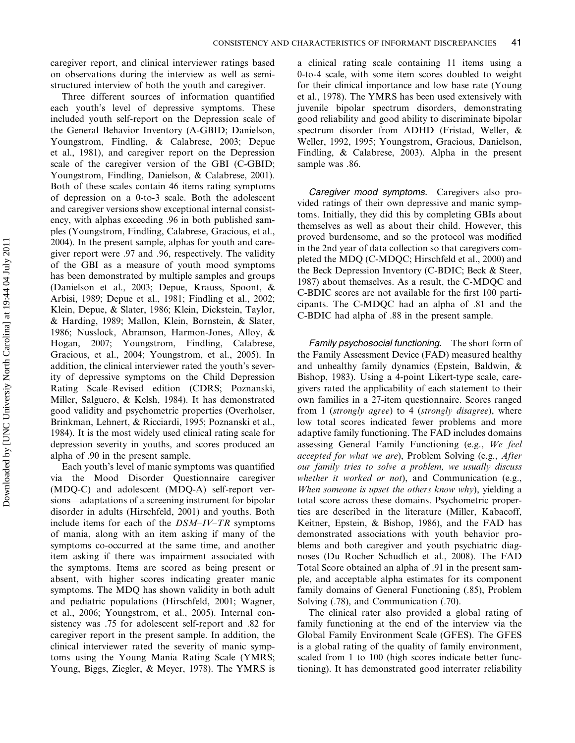caregiver report, and clinical interviewer ratings based on observations during the interview as well as semi-structured interview of both the youth and caregiver.

Three different sources of information quantified each youth's level of depressive symptoms. These included youth self-report on the Depression scale of the General Behavior Inventory (A-GBID; Danielson, Youngstrom, Findling, & Calabrese, 2003; Depue et al., 1981), and caregiver report on the Depression scale of the caregiver version of the GBI (C-GBID; Youngstrom, Findling, Danielson, & Calabrese, 2001). Both of these scales contain 46 items rating symptoms of depression on a 0-to-3 scale. Both the adolescent and caregiver versions show exceptional internal consistency, with alphas exceeding .96 in both published samples (Youngstrom, Findling, Calabrese, Gracious, et al., 2004). In the present sample, alphas for youth and caregiver report were .97 and .96, respectively. The validity of the GBI as a measure of youth mood symptoms has been demonstrated by multiple samples and groups (Danielson et al., 2003; Depue, Krauss, Spoont, & Arbisi, 1989; Depue et al., 1981; Findling et al., 2002; Klein, Depue, & Slater, 1986; Klein, Dickstein, Taylor, & Harding, 1989; Mallon, Klein, Bornstein, & Slater, 1986; Nusslock, Abramson, Harmon-Jones, Alloy, & Hogan, 2007; Youngstrom, Findling, Calabrese, Gracious, et al., 2004; Youngstrom, et al., 2005). In addition, the clinical interviewer rated the youth's severity of depressive symptoms on the Child Depression Rating Scale–Revised edition (CDRS; Poznanski, Miller, Salguero, & Kelsh, 1984). It has demonstrated good validity and psychometric properties (Overholser, Brinkman, Lehnert, & Ricciardi, 1995; Poznanski et al., 1984). It is the most widely used clinical rating scale for depression severity in youths, and scores produced an alpha of .90 in the present sample.

Each youth's level of manic symptoms was quantified via the Mood Disorder Questionnaire caregiver (MDQ-C) and adolescent (MDQ-A) self-report versions—adaptations of a screening instrument for bipolar disorder in adults (Hirschfeld, 2001) and youths. Both include items for each of the *DSM–IV–TR* symptoms of mania, along with an item asking if many of the symptoms co-occurred at the same time, and another item asking if there was impairment associated with the symptoms. Items are scored as being present or absent, with higher scores indicating greater manic symptoms. The MDQ has shown validity in both adult and pediatric populations (Hirschfeld, 2001; Wagner, et al., 2006; Youngstrom, et al., 2005). Internal consistency was .75 for adolescent self-report and .82 for caregiver report in the present sample. In addition, the clinical interviewer rated the severity of manic symptoms using the Young Mania Rating Scale (YMRS; Young, Biggs, Ziegler, & Meyer, 1978). The YMRS is a clinical rating scale containing 11 items using a 0-to-4 scale, with some item scores doubled to weight for their clinical importance and low base rate (Young et al., 1978). The YMRS has been used extensively with juvenile bipolar spectrum disorders, demonstrating good reliability and good ability to discriminate bipolar spectrum disorder from ADHD (Fristad, Weller, & Weller, 1992, 1995; Youngstrom, Gracious, Danielson, Findling, & Calabrese, 2003). Alpha in the present sample was .86.

*Caregiver mood symptoms.* Caregivers also provided ratings of their own depressive and manic symptoms. Initially, they did this by completing GBIs about themselves as well as about their child. However, this proved burdensome, and so the protocol was modified in the 2nd year of data collection so that caregivers completed the MDQ (C-MDQC; Hirschfeld et al., 2000) and the Beck Depression Inventory (C-BDIC; Beck & Steer, 1987) about themselves. As a result, the C-MDQC and C-BDIC scores are not available for the first 100 participants. The C-MDQC had an alpha of .81 and the C-BDIC had alpha of .88 in the present sample.

*Family psychosocial functioning.* The short form of the Family Assessment Device (FAD) measured healthy and unhealthy family dynamics (Epstein, Baldwin, & Bishop, 1983). Using a 4-point Likert-type scale, caregivers rated the applicability of each statement to their own families in a 27-item questionnaire. Scores ranged from 1 (*strongly agree*) to 4 (*strongly disagree*), where low total scores indicated fewer problems and more adaptive family functioning. The FAD includes domains assessing General Family Functioning (e.g., *We feel accepted for what we are*), Problem Solving (e.g., *After our family tries to solve a problem, we usually discuss whether it worked or not*), and Communication (e.g., *When someone is upset the others know why*), yielding a total score across these domains. Psychometric properties are described in the literature (Miller, Kabacoff, Keitner, Epstein, & Bishop, 1986), and the FAD has demonstrated associations with youth behavior problems and both caregiver and youth psychiatric diagnoses (Du Rocher Schudlich et al., 2008). The FAD Total Score obtained an alpha of .91 in the present sample, and acceptable alpha estimates for its component family domains of General Functioning (.85), Problem Solving (.78), and Communication (.70).

The clinical rater also provided a global rating of family functioning at the end of the interview via the Global Family Environment Scale (GFES). The GFES is a global rating of the quality of family environment, scaled from 1 to 100 (high scores indicate better functioning). It has demonstrated good interrater reliability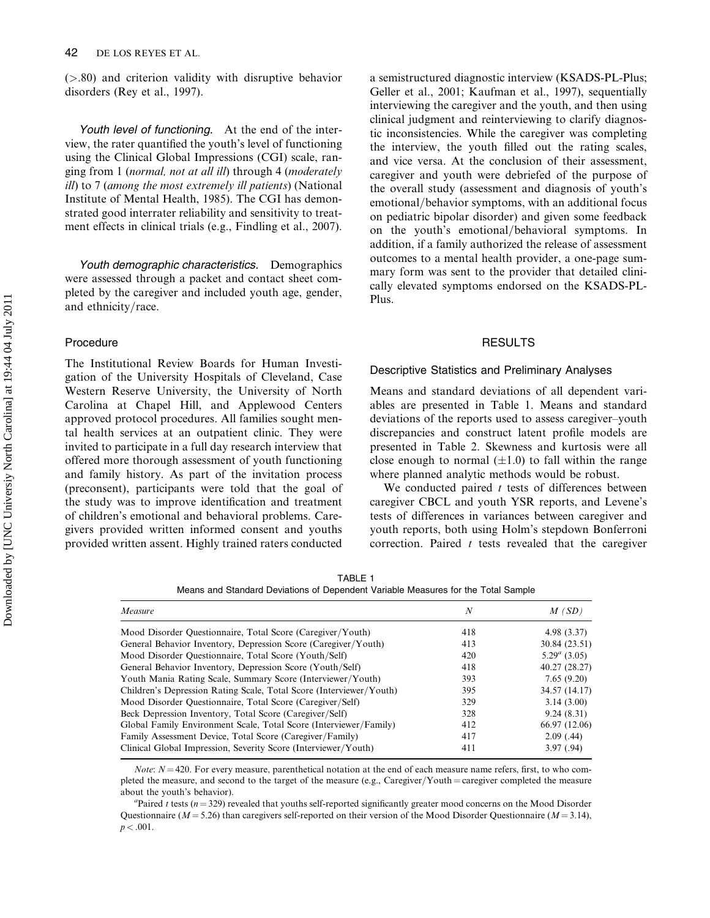(>.80) and criterion validity with disruptive behavior disorders (Rey et al., 1997).

*Youth level of functioning.* At the end of the interview, the rater quantified the youth's level of functioning using the Clinical Global Impressions (CGI) scale, ranging from 1 (*normal, not at all ill*) through 4 (*moderately ill*) to 7 (*among the most extremely ill patients*) (National Institute of Mental Health, 1985). The CGI has demonstrated good interrater reliability and sensitivity to treatment effects in clinical trials (e.g., Findling et al., 2007).

*Youth demographic characteristics.* Demographics were assessed through a packet and contact sheet completed by the caregiver and included youth age, gender, and ethnicity/race.

### Procedure

The Institutional Review Boards for Human Investigation of the University Hospitals of Cleveland, Case Western Reserve University, the University of North Carolina at Chapel Hill, and Applewood Centers approved protocol procedures. All families sought mental health services at an outpatient clinic. They were invited to participate in a full day research interview that offered more thorough assessment of youth functioning and family history. As part of the invitation process (preconsent), participants were told that the goal of the study was to improve identification and treatment of children's emotional and behavioral problems. Caregivers provided written informed consent and youths provided written assent. Highly trained raters conducted a semistructured diagnostic interview (KSADS-PL-Plus; Geller et al., 2001; Kaufman et al., 1997), sequentially interviewing the caregiver and the youth, and then using clinical judgment and reinterviewing to clarify diagnostic inconsistencies. While the caregiver was completing the interview, the youth filled out the rating scales, and vice versa. At the conclusion of their assessment, caregiver and youth were debriefed of the purpose of the overall study (assessment and diagnosis of youth's emotional/behavior symptoms, with an additional focus on pediatric bipolar disorder) and given some feedback on the youth's emotional/behavioral symptoms. In addition, if a family authorized the release of assessment outcomes to a mental health provider, a one-page summary form was sent to the provider that detailed clinically elevated symptoms endorsed on the KSADS-PL-Plus.

## RESULTS

### Descriptive Statistics and Preliminary Analyses

Means and standard deviations of all dependent variables are presented in Table 1. Means and standard deviations of the reports used to assess caregiver–youth discrepancies and construct latent profile models are presented in Table 2. Skewness and kurtosis were all close enough to normal ($\pm 1.0$) to fall within the range where planned analytic methods would be robust.

We conducted paired $t$ tests of differences between caregiver CBCL and youth YSR reports, and Levene's tests of differences in variances between caregiver and youth reports, both using Holm's stepdown Bonferroni correction. Paired $t$ tests revealed that the caregiver

TABLE 1
Means and Standard Deviations of Dependent Variable Measures for the Total Sample

| *Measure* | $N$ | *M (SD)* |
|---|---|---|
| Mood Disorder Questionnaire, Total Score (Caregiver/Youth) | 418 | 4.98 (3.37) |
| General Behavior Inventory, Depression Score (Caregiver/Youth) | 413 | 30.84 (23.51) |
| Mood Disorder Questionnaire, Total Score (Youth/Self) | 420 | 5.29[a] (3.05) |
| General Behavior Inventory, Depression Score (Youth/Self) | 418 | 40.27 (28.27) |
| Youth Mania Rating Scale, Summary Score (Interviewer/Youth) | 393 | 7.65 (9.20) |
| Children's Depression Rating Scale, Total Score (Interviewer/Youth) | 395 | 34.57 (14.17) |
| Mood Disorder Questionnaire, Total Score (Caregiver/Self) | 329 | 3.14 (3.00) |
| Beck Depression Inventory, Total Score (Caregiver/Self) | 328 | 9.24 (8.31) |
| Global Family Environment Scale, Total Score (Interviewer/Family) | 412 | 66.97 (12.06) |
| Family Assessment Device, Total Score (Caregiver/Family) | 417 | 2.09 (.44) |
| Clinical Global Impression, Severity Score (Interviewer/Youth) | 411 | 3.97 (.94) |

*Note*: $N = 420$. For every measure, parenthetical notation at the end of each measure name refers, first, to who completed the measure, and second to the target of the measure (e.g., Caregiver/Youth = caregiver completed the measure about the youth's behavior).

[a]Paired $t$ tests ($n = 329$) revealed that youths self-reported significantly greater mood concerns on the Mood Disorder Questionnaire ($M = 5.26$) than caregivers self-reported on their version of the Mood Disorder Questionnaire ($M = 3.14$), $p < .001$.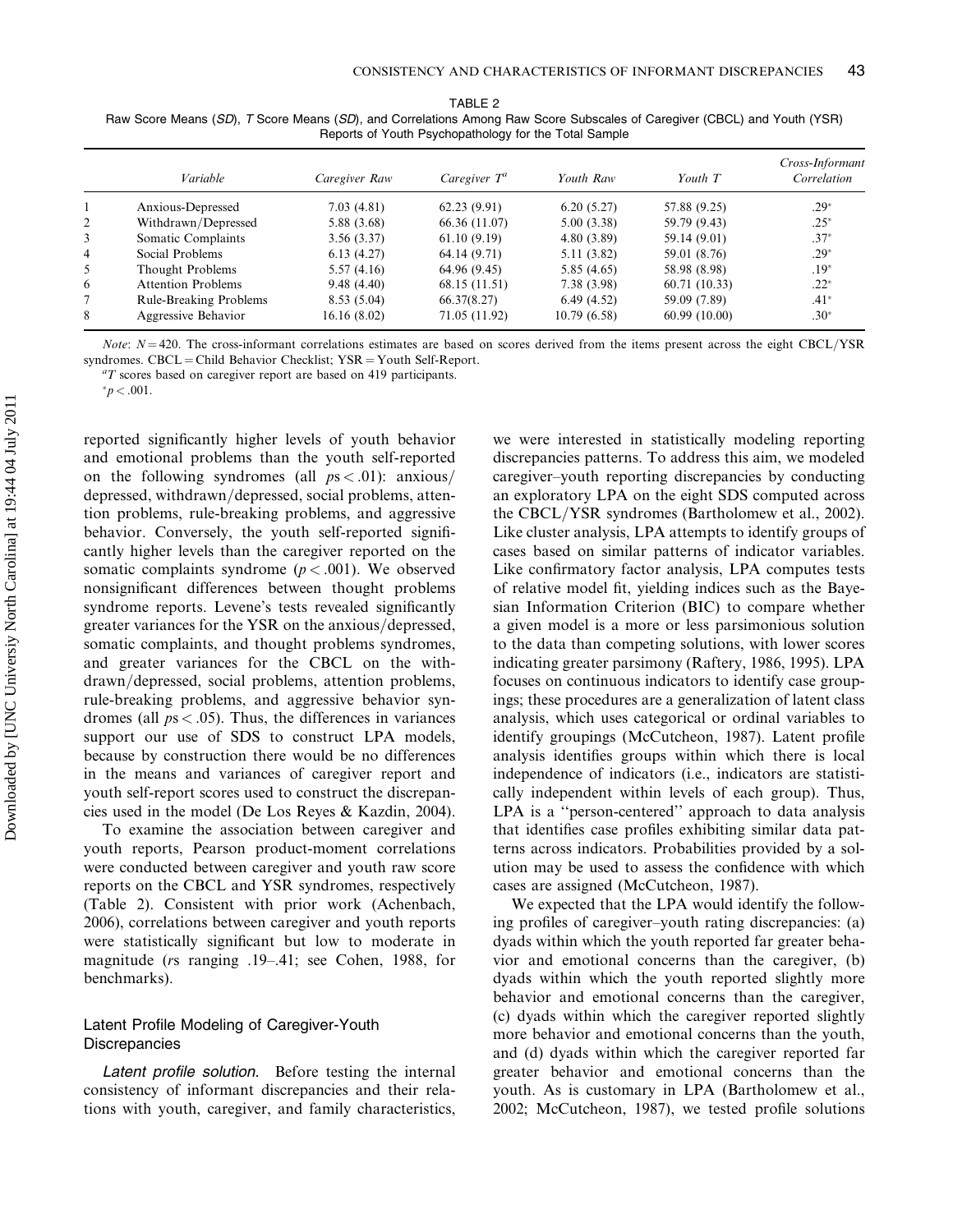TABLE 2

Raw Score Means (*SD*), *T* Score Means (*SD*), and Correlations Among Raw Score Subscales of Caregiver (CBCL) and Youth (YSR) Reports of Youth Psychopathology for the Total Sample

| | *Variable* | *Caregiver Raw* | *Caregiver T*[a] | *Youth Raw* | *Youth T* | *Cross-Informant Correlation* |
|---|---|---|---|---|---|---|
| 1 | Anxious-Depressed | 7.03 (4.81) | 62.23 (9.91) | 6.20 (5.27) | 57.88 (9.25) | .29* |
| 2 | Withdrawn/Depressed | 5.88 (3.68) | 66.36 (11.07) | 5.00 (3.38) | 59.79 (9.43) | .25* |
| 3 | Somatic Complaints | 3.56 (3.37) | 61.10 (9.19) | 4.80 (3.89) | 59.14 (9.01) | .37* |
| 4 | Social Problems | 6.13 (4.27) | 64.14 (9.71) | 5.11 (3.82) | 59.01 (8.76) | .29* |
| 5 | Thought Problems | 5.57 (4.16) | 64.96 (9.45) | 5.85 (4.65) | 58.98 (8.98) | .19* |
| 6 | Attention Problems | 9.48 (4.40) | 68.15 (11.51) | 7.38 (3.98) | 60.71 (10.33) | .22* |
| 7 | Rule-Breaking Problems | 8.53 (5.04) | 66.37(8.27) | 6.49 (4.52) | 59.09 (7.89) | .41* |
| 8 | Aggressive Behavior | 16.16 (8.02) | 71.05 (11.92) | 10.79 (6.58) | 60.99 (10.00) | .30* |

*Note*: $N = 420$. The cross-informant correlations estimates are based on scores derived from the items present across the eight CBCL/YSR syndromes. CBCL = Child Behavior Checklist; YSR = Youth Self-Report.

[a]*T* scores based on caregiver report are based on 419 participants.

*$p < .001$.

reported significantly higher levels of youth behavior and emotional problems than the youth self-reported on the following syndromes (all $ps < .01$): anxious/depressed, withdrawn/depressed, social problems, attention problems, rule-breaking problems, and aggressive behavior. Conversely, the youth self-reported significantly higher levels than the caregiver reported on the somatic complaints syndrome ($p < .001$). We observed nonsignificant differences between thought problems syndrome reports. Levene's tests revealed significantly greater variances for the YSR on the anxious/depressed, somatic complaints, and thought problems syndromes, and greater variances for the CBCL on the withdrawn/depressed, social problems, attention problems, rule-breaking problems, and aggressive behavior syndromes (all $ps < .05$). Thus, the differences in variances support our use of SDS to construct LPA models, because by construction there would be no differences in the means and variances of caregiver report and youth self-report scores used to construct the discrepancies used in the model (De Los Reyes & Kazdin, 2004).

To examine the association between caregiver and youth reports, Pearson product-moment correlations were conducted between caregiver and youth raw score reports on the CBCL and YSR syndromes, respectively (Table 2). Consistent with prior work (Achenbach, 2006), correlations between caregiver and youth reports were statistically significant but low to moderate in magnitude (*r*s ranging .19–.41; see Cohen, 1988, for benchmarks).

## Latent Profile Modeling of Caregiver-Youth Discrepancies

*Latent profile solution.* Before testing the internal consistency of informant discrepancies and their relations with youth, caregiver, and family characteristics, we were interested in statistically modeling reporting discrepancies patterns. To address this aim, we modeled caregiver–youth reporting discrepancies by conducting an exploratory LPA on the eight SDS computed across the CBCL/YSR syndromes (Bartholomew et al., 2002). Like cluster analysis, LPA attempts to identify groups of cases based on similar patterns of indicator variables. Like confirmatory factor analysis, LPA computes tests of relative model fit, yielding indices such as the Bayesian Information Criterion (BIC) to compare whether a given model is a more or less parsimonious solution to the data than competing solutions, with lower scores indicating greater parsimony (Raftery, 1986, 1995). LPA focuses on continuous indicators to identify case groupings; these procedures are a generalization of latent class analysis, which uses categorical or ordinal variables to identify groupings (McCutcheon, 1987). Latent profile analysis identifies groups within which there is local independence of indicators (i.e., indicators are statistically independent within levels of each group). Thus, LPA is a ''person-centered'' approach to data analysis that identifies case profiles exhibiting similar data patterns across indicators. Probabilities provided by a solution may be used to assess the confidence with which cases are assigned (McCutcheon, 1987).

We expected that the LPA would identify the following profiles of caregiver–youth rating discrepancies: (a) dyads within which the youth reported far greater behavior and emotional concerns than the caregiver, (b) dyads within which the youth reported slightly more behavior and emotional concerns than the caregiver, (c) dyads within which the caregiver reported slightly more behavior and emotional concerns than the youth, and (d) dyads within which the caregiver reported far greater behavior and emotional concerns than the youth. As is customary in LPA (Bartholomew et al., 2002; McCutcheon, 1987), we tested profile solutions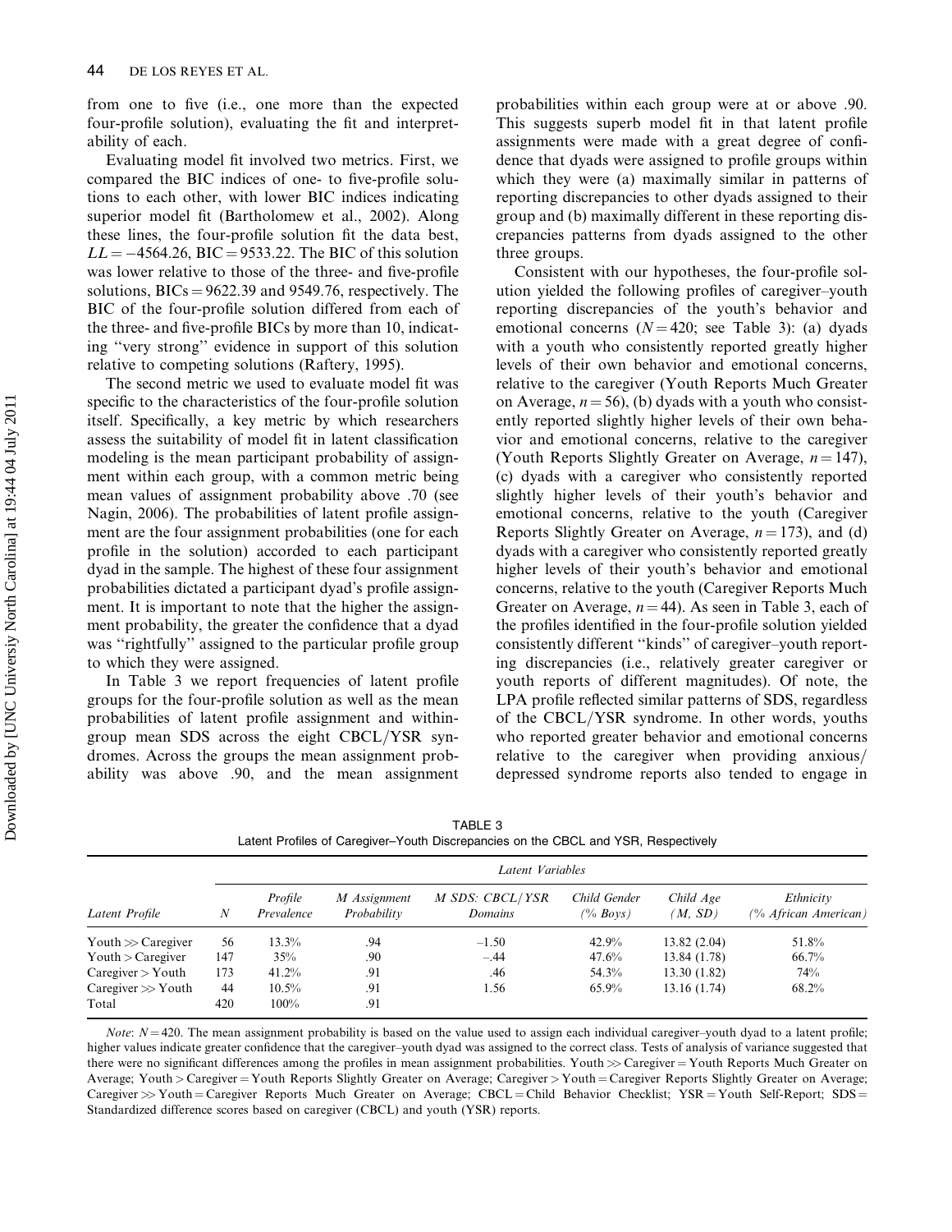from one to five (i.e., one more than the expected four-profile solution), evaluating the fit and interpretability of each.

Evaluating model fit involved two metrics. First, we compared the BIC indices of one- to five-profile solutions to each other, with lower BIC indices indicating superior model fit (Bartholomew et al., 2002). Along these lines, the four-profile solution fit the data best, $LL = -4564.26$, $\text{BIC} = 9533.22$. The BIC of this solution was lower relative to those of the three- and five-profile solutions, $\text{BICs} = 9622.39$ and $9549.76$, respectively. The BIC of the four-profile solution differed from each of the three- and five-profile BICs by more than 10, indicating "very strong" evidence in support of this solution relative to competing solutions (Raftery, 1995).

The second metric we used to evaluate model fit was specific to the characteristics of the four-profile solution itself. Specifically, a key metric by which researchers assess the suitability of model fit in latent classification modeling is the mean participant probability of assignment within each group, with a common metric being mean values of assignment probability above .70 (see Nagin, 2006). The probabilities of latent profile assignment are the four assignment probabilities (one for each profile in the solution) accorded to each participant dyad in the sample. The highest of these four assignment probabilities dictated a participant dyad's profile assignment. It is important to note that the higher the assignment probability, the greater the confidence that a dyad was "rightfully" assigned to the particular profile group to which they were assigned.

In Table 3 we report frequencies of latent profile groups for the four-profile solution as well as the mean probabilities of latent profile assignment and within-group mean SDS across the eight CBCL/YSR syndromes. Across the groups the mean assignment probability was above .90, and the mean assignment probabilities within each group were at or above .90. This suggests superb model fit in that latent profile assignments were made with a great degree of confidence that dyads were assigned to profile groups within which they were (a) maximally similar in patterns of reporting discrepancies to other dyads assigned to their group and (b) maximally different in these reporting discrepancies patterns from dyads assigned to the other three groups.

Consistent with our hypotheses, the four-profile solution yielded the following profiles of caregiver–youth reporting discrepancies of the youth's behavior and emotional concerns ($N = 420$; see Table 3): (a) dyads with a youth who consistently reported greatly higher levels of their own behavior and emotional concerns, relative to the caregiver (Youth Reports Much Greater on Average, $n = 56$), (b) dyads with a youth who consistently reported slightly higher levels of their own behavior and emotional concerns, relative to the caregiver (Youth Reports Slightly Greater on Average, $n = 147$), (c) dyads with a caregiver who consistently reported slightly higher levels of their youth's behavior and emotional concerns, relative to the youth (Caregiver Reports Slightly Greater on Average, $n = 173$), and (d) dyads with a caregiver who consistently reported greatly higher levels of their youth's behavior and emotional concerns, relative to the youth (Caregiver Reports Much Greater on Average, $n = 44$). As seen in Table 3, each of the profiles identified in the four-profile solution yielded consistently different "kinds" of caregiver–youth reporting discrepancies (i.e., relatively greater caregiver or youth reports of different magnitudes). Of note, the LPA profile reflected similar patterns of SDS, regardless of the CBCL/YSR syndrome. In other words, youths who reported greater behavior and emotional concerns relative to the caregiver when providing anxious/depressed syndrome reports also tended to engage in

TABLE 3
Latent Profiles of Caregiver–Youth Discrepancies on the CBCL and YSR, Respectively

| | | *Latent Variables* | | | | | |
|---|---|---|---|---|---|---|---|
| *Latent Profile* | *N* | *Profile Prevalence* | *M Assignment Probability* | *M SDS: CBCL/YSR Domains* | *Child Gender (% Boys)* | *Child Age (M, SD)* | *Ethnicity (% African American)* |
| Youth ≫ Caregiver | 56 | 13.3% | .94 | −1.50 | 42.9% | 13.82 (2.04) | 51.8% |
| Youth > Caregiver | 147 | 35% | .90 | −.44 | 47.6% | 13.84 (1.78) | 66.7% |
| Caregiver > Youth | 173 | 41.2% | .91 | .46 | 54.3% | 13.30 (1.82) | 74% |
| Caregiver ≫ Youth | 44 | 10.5% | .91 | 1.56 | 65.9% | 13.16 (1.74) | 68.2% |
| Total | 420 | 100% | .91 | | | | |

*Note*: $N = 420$. The mean assignment probability is based on the value used to assign each individual caregiver–youth dyad to a latent profile; higher values indicate greater confidence that the caregiver–youth dyad was assigned to the correct class. Tests of analysis of variance suggested that there were no significant differences among the profiles in mean assignment probabilities. Youth ≫ Caregiver = Youth Reports Much Greater on Average; Youth > Caregiver = Youth Reports Slightly Greater on Average; Caregiver > Youth = Caregiver Reports Slightly Greater on Average; Caregiver ≫ Youth = Caregiver Reports Much Greater on Average; CBCL = Child Behavior Checklist; YSR = Youth Self-Report; SDS = Standardized difference scores based on caregiver (CBCL) and youth (YSR) reports.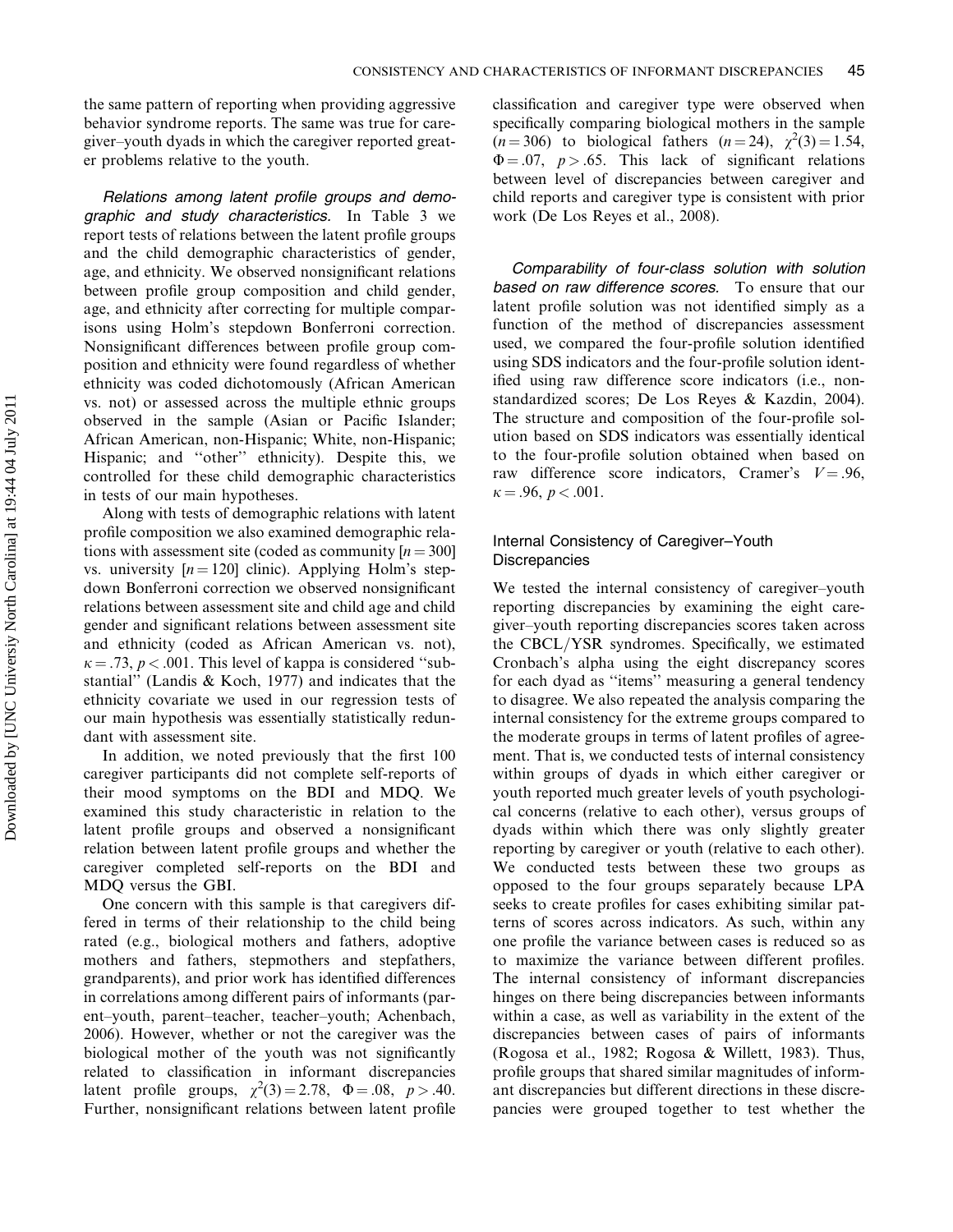the same pattern of reporting when providing aggressive behavior syndrome reports. The same was true for caregiver–youth dyads in which the caregiver reported greater problems relative to the youth.

*Relations among latent profile groups and demographic and study characteristics.* In Table 3 we report tests of relations between the latent profile groups and the child demographic characteristics of gender, age, and ethnicity. We observed nonsignificant relations between profile group composition and child gender, age, and ethnicity after correcting for multiple comparisons using Holm's stepdown Bonferroni correction. Nonsignificant differences between profile group composition and ethnicity were found regardless of whether ethnicity was coded dichotomously (African American vs. not) or assessed across the multiple ethnic groups observed in the sample (Asian or Pacific Islander; African American, non-Hispanic; White, non-Hispanic; Hispanic; and "other" ethnicity). Despite this, we controlled for these child demographic characteristics in tests of our main hypotheses.

Along with tests of demographic relations with latent profile composition we also examined demographic relations with assessment site (coded as community [$n = 300$] vs. university [$n = 120$] clinic). Applying Holm's stepdown Bonferroni correction we observed nonsignificant relations between assessment site and child age and child gender and significant relations between assessment site and ethnicity (coded as African American vs. not), $\kappa = .73$, $p < .001$. This level of kappa is considered "substantial" (Landis & Koch, 1977) and indicates that the ethnicity covariate we used in our regression tests of our main hypothesis was essentially statistically redundant with assessment site.

In addition, we noted previously that the first 100 caregiver participants did not complete self-reports of their mood symptoms on the BDI and MDQ. We examined this study characteristic in relation to the latent profile groups and observed a nonsignificant relation between latent profile groups and whether the caregiver completed self-reports on the BDI and MDQ versus the GBI.

One concern with this sample is that caregivers differed in terms of their relationship to the child being rated (e.g., biological mothers and fathers, adoptive mothers and fathers, stepmothers and stepfathers, grandparents), and prior work has identified differences in correlations among different pairs of informants (parent–youth, parent–teacher, teacher–youth; Achenbach, 2006). However, whether or not the caregiver was the biological mother of the youth was not significantly related to classification in informant discrepancies latent profile groups, $\chi^2(3) = 2.78$, $\Phi = .08$, $p > .40$. Further, nonsignificant relations between latent profile classification and caregiver type were observed when specifically comparing biological mothers in the sample ($n = 306$) to biological fathers ($n = 24$), $\chi^2(3) = 1.54$, $\Phi = .07$, $p > .65$. This lack of significant relations between level of discrepancies between caregiver and child reports and caregiver type is consistent with prior work (De Los Reyes et al., 2008).

*Comparability of four-class solution with solution based on raw difference scores.* To ensure that our latent profile solution was not identified simply as a function of the method of discrepancies assessment used, we compared the four-profile solution identified using SDS indicators and the four-profile solution identified using raw difference score indicators (i.e., nonstandardized scores; De Los Reyes & Kazdin, 2004). The structure and composition of the four-profile solution based on SDS indicators was essentially identical to the four-profile solution obtained when based on raw difference score indicators, Cramer's $V = .96$, $\kappa = .96$, $p < .001$.

### Internal Consistency of Caregiver–Youth Discrepancies

We tested the internal consistency of caregiver–youth reporting discrepancies by examining the eight caregiver–youth reporting discrepancies scores taken across the CBCL/YSR syndromes. Specifically, we estimated Cronbach's alpha using the eight discrepancy scores for each dyad as "items" measuring a general tendency to disagree. We also repeated the analysis comparing the internal consistency for the extreme groups compared to the moderate groups in terms of latent profiles of agreement. That is, we conducted tests of internal consistency within groups of dyads in which either caregiver or youth reported much greater levels of youth psychological concerns (relative to each other), versus groups of dyads within which there was only slightly greater reporting by caregiver or youth (relative to each other). We conducted tests between these two groups as opposed to the four groups separately because LPA seeks to create profiles for cases exhibiting similar patterns of scores across indicators. As such, within any one profile the variance between cases is reduced so as to maximize the variance between different profiles. The internal consistency of informant discrepancies hinges on there being discrepancies between informants within a case, as well as variability in the extent of the discrepancies between cases of pairs of informants (Rogosa et al., 1982; Rogosa & Willett, 1983). Thus, profile groups that shared similar magnitudes of informant discrepancies but different directions in these discrepancies were grouped together to test whether the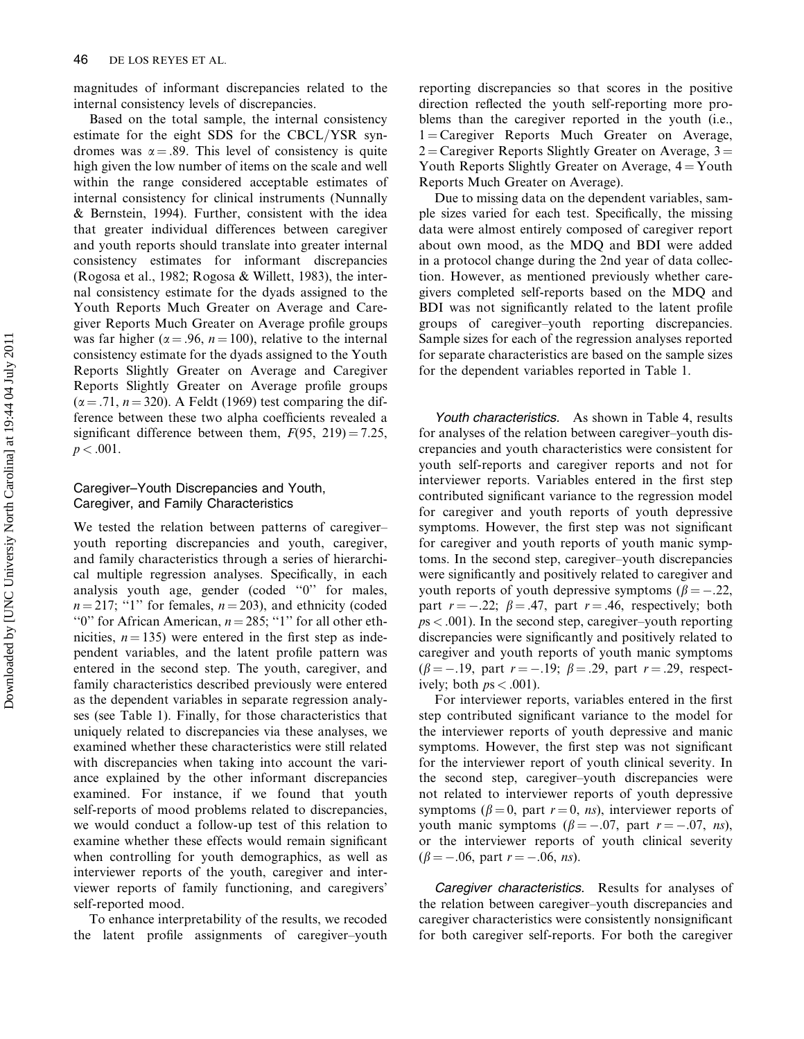magnitudes of informant discrepancies related to the internal consistency levels of discrepancies.

Based on the total sample, the internal consistency estimate for the eight SDS for the CBCL/YSR syndromes was $\alpha = .89$. This level of consistency is quite high given the low number of items on the scale and well within the range considered acceptable estimates of internal consistency for clinical instruments (Nunnally & Bernstein, 1994). Further, consistent with the idea that greater individual differences between caregiver and youth reports should translate into greater internal consistency estimates for informant discrepancies (Rogosa et al., 1982; Rogosa & Willett, 1983), the internal consistency estimate for the dyads assigned to the Youth Reports Much Greater on Average and Caregiver Reports Much Greater on Average profile groups was far higher ($\alpha = .96$, $n = 100$), relative to the internal consistency estimate for the dyads assigned to the Youth Reports Slightly Greater on Average and Caregiver Reports Slightly Greater on Average profile groups ($\alpha = .71$, $n = 320$). A Feldt (1969) test comparing the difference between these two alpha coefficients revealed a significant difference between them, $F(95, 219) = 7.25$, $p < .001$.

### Caregiver–Youth Discrepancies and Youth, Caregiver, and Family Characteristics

We tested the relation between patterns of caregiver–youth reporting discrepancies and youth, caregiver, and family characteristics through a series of hierarchical multiple regression analyses. Specifically, in each analysis youth age, gender (coded "0" for males, $n = 217$; "1" for females, $n = 203$), and ethnicity (coded "0" for African American, $n = 285$; "1" for all other ethnicities, $n = 135$) were entered in the first step as independent variables, and the latent profile pattern was entered in the second step. The youth, caregiver, and family characteristics described previously were entered as the dependent variables in separate regression analyses (see Table 1). Finally, for those characteristics that uniquely related to discrepancies via these analyses, we examined whether these characteristics were still related with discrepancies when taking into account the variance explained by the other informant discrepancies examined. For instance, if we found that youth self-reports of mood problems related to discrepancies, we would conduct a follow-up test of this relation to examine whether these effects would remain significant when controlling for youth demographics, as well as interviewer reports of the youth, caregiver and interviewer reports of family functioning, and caregivers' self-reported mood.

To enhance interpretability of the results, we recoded the latent profile assignments of caregiver–youth reporting discrepancies so that scores in the positive direction reflected the youth self-reporting more problems than the caregiver reported in the youth (i.e., 1 = Caregiver Reports Much Greater on Average, 2 = Caregiver Reports Slightly Greater on Average, 3 = Youth Reports Slightly Greater on Average, 4 = Youth Reports Much Greater on Average).

Due to missing data on the dependent variables, sample sizes varied for each test. Specifically, the missing data were almost entirely composed of caregiver report about own mood, as the MDQ and BDI were added in a protocol change during the 2nd year of data collection. However, as mentioned previously whether caregivers completed self-reports based on the MDQ and BDI was not significantly related to the latent profile groups of caregiver–youth reporting discrepancies. Sample sizes for each of the regression analyses reported for separate characteristics are based on the sample sizes for the dependent variables reported in Table 1.

*Youth characteristics.* As shown in Table 4, results for analyses of the relation between caregiver–youth discrepancies and youth characteristics were consistent for youth self-reports and caregiver reports and not for interviewer reports. Variables entered in the first step contributed significant variance to the regression model for caregiver and youth reports of youth depressive symptoms. However, the first step was not significant for caregiver and youth reports of youth manic symptoms. In the second step, caregiver–youth discrepancies were significantly and positively related to caregiver and youth reports of youth depressive symptoms ($\beta = -.22$, part $r = -.22$; $\beta = .47$, part $r = .46$, respectively; both $p\text{s} < .001$). In the second step, caregiver–youth reporting discrepancies were significantly and positively related to caregiver and youth reports of youth manic symptoms ($\beta = -.19$, part $r = -.19$; $\beta = .29$, part $r = .29$, respectively; both $p\text{s} < .001$).

For interviewer reports, variables entered in the first step contributed significant variance to the model for the interviewer reports of youth depressive and manic symptoms. However, the first step was not significant for the interviewer report of youth clinical severity. In the second step, caregiver–youth discrepancies were not related to interviewer reports of youth depressive symptoms ($\beta = 0$, part $r = 0$, *ns*), interviewer reports of youth manic symptoms ($\beta = -.07$, part $r = -.07$, *ns*), or the interviewer reports of youth clinical severity ($\beta = -.06$, part $r = -.06$, *ns*).

*Caregiver characteristics.* Results for analyses of the relation between caregiver–youth discrepancies and caregiver characteristics were consistently nonsignificant for both caregiver self-reports. For both the caregiver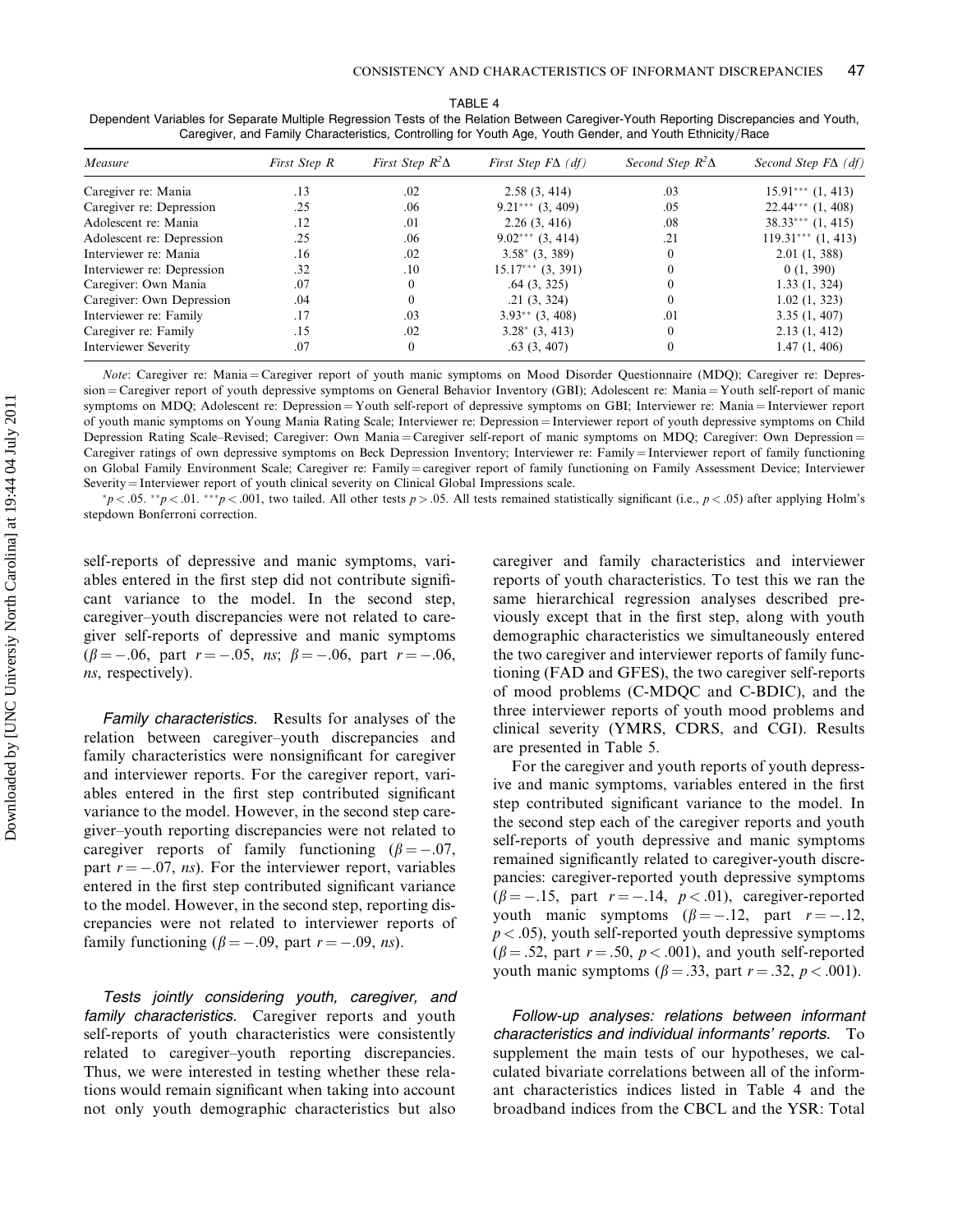TABLE 4
Dependent Variables for Separate Multiple Regression Tests of the Relation Between Caregiver-Youth Reporting Discrepancies and Youth, Caregiver, and Family Characteristics, Controlling for Youth Age, Youth Gender, and Youth Ethnicity/Race

| Measure | First Step R | First Step $R^2\Delta$ | First Step $F\Delta$ (df) | Second Step $R^2\Delta$ | Second Step $F\Delta$ (df) |
|---|---|---|---|---|---|
| Caregiver re: Mania | .13 | .02 | 2.58 (3, 414) | .03 | 15.91*** (1, 413) |
| Caregiver re: Depression | .25 | .06 | 9.21*** (3, 409) | .05 | 22.44*** (1, 408) |
| Adolescent re: Mania | .12 | .01 | 2.26 (3, 416) | .08 | 38.33*** (1, 415) |
| Adolescent re: Depression | .25 | .06 | 9.02*** (3, 414) | .21 | 119.31*** (1, 413) |
| Interviewer re: Mania | .16 | .02 | 3.58* (3, 389) | 0 | 2.01 (1, 388) |
| Interviewer re: Depression | .32 | .10 | 15.17*** (3, 391) | 0 | 0 (1, 390) |
| Caregiver: Own Mania | .07 | 0 | .64 (3, 325) | 0 | 1.33 (1, 324) |
| Caregiver: Own Depression | .04 | 0 | .21 (3, 324) | 0 | 1.02 (1, 323) |
| Interviewer re: Family | .17 | .03 | 3.93** (3, 408) | .01 | 3.35 (1, 407) |
| Caregiver re: Family | .15 | .02 | 3.28* (3, 413) | 0 | 2.13 (1, 412) |
| Interviewer Severity | .07 | 0 | .63 (3, 407) | 0 | 1.47 (1, 406) |

*Note*: Caregiver re: Mania = Caregiver report of youth manic symptoms on Mood Disorder Questionnaire (MDQ); Caregiver re: Depression = Caregiver report of youth depressive symptoms on General Behavior Inventory (GBI); Adolescent re: Mania = Youth self-report of manic symptoms on MDQ; Adolescent re: Depression = Youth self-report of depressive symptoms on GBI; Interviewer re: Mania = Interviewer report of youth manic symptoms on Young Mania Rating Scale; Interviewer re: Depression = Interviewer report of youth depressive symptoms on Child Depression Rating Scale–Revised; Caregiver: Own Mania = Caregiver self-report of manic symptoms on MDQ; Caregiver: Own Depression = Caregiver ratings of own depressive symptoms on Beck Depression Inventory; Interviewer re: Family = Interviewer report of family functioning on Global Family Environment Scale; Caregiver re: Family = caregiver report of family functioning on Family Assessment Device; Interviewer Severity = Interviewer report of youth clinical severity on Clinical Global Impressions scale.

$^{*}p < .05$. $^{**}p < .01$. $^{***}p < .001$, two tailed. All other tests $p > .05$. All tests remained statistically significant (i.e., $p < .05$) after applying Holm's stepdown Bonferroni correction.

self-reports of depressive and manic symptoms, variables entered in the first step did not contribute significant variance to the model. In the second step, caregiver–youth discrepancies were not related to caregiver self-reports of depressive and manic symptoms ($\beta = -.06$, part $r = -.05$, *ns*; $\beta = -.06$, part $r = -.06$, *ns*, respectively).

*Family characteristics.* Results for analyses of the relation between caregiver–youth discrepancies and family characteristics were nonsignificant for caregiver and interviewer reports. For the caregiver report, variables entered in the first step contributed significant variance to the model. However, in the second step caregiver–youth reporting discrepancies were not related to caregiver reports of family functioning ($\beta = -.07$, part $r = -.07$, *ns*). For the interviewer report, variables entered in the first step contributed significant variance to the model. However, in the second step, reporting discrepancies were not related to interviewer reports of family functioning ($\beta = -.09$, part $r = -.09$, *ns*).

*Tests jointly considering youth, caregiver, and family characteristics.* Caregiver reports and youth self-reports of youth characteristics were consistently related to caregiver–youth reporting discrepancies. Thus, we were interested in testing whether these relations would remain significant when taking into account not only youth demographic characteristics but also caregiver and family characteristics and interviewer reports of youth characteristics. To test this we ran the same hierarchical regression analyses described previously except that in the first step, along with youth demographic characteristics we simultaneously entered the two caregiver and interviewer reports of family functioning (FAD and GFES), the two caregiver self-reports of mood problems (C-MDQC and C-BDIC), and the three interviewer reports of youth mood problems and clinical severity (YMRS, CDRS, and CGI). Results are presented in Table 5.

For the caregiver and youth reports of youth depressive and manic symptoms, variables entered in the first step contributed significant variance to the model. In the second step each of the caregiver reports and youth self-reports of youth depressive and manic symptoms remained significantly related to caregiver-youth discrepancies: caregiver-reported youth depressive symptoms ($\beta = -.15$, part $r = -.14$, $p < .01$), caregiver-reported youth manic symptoms ($\beta = -.12$, part $r = -.12$, $p < .05$), youth self-reported youth depressive symptoms ($\beta = .52$, part $r = .50$, $p < .001$), and youth self-reported youth manic symptoms ($\beta = .33$, part $r = .32$, $p < .001$).

*Follow-up analyses: relations between informant characteristics and individual informants' reports.* To supplement the main tests of our hypotheses, we calculated bivariate correlations between all of the informant characteristics indices listed in Table 4 and the broadband indices from the CBCL and the YSR: Total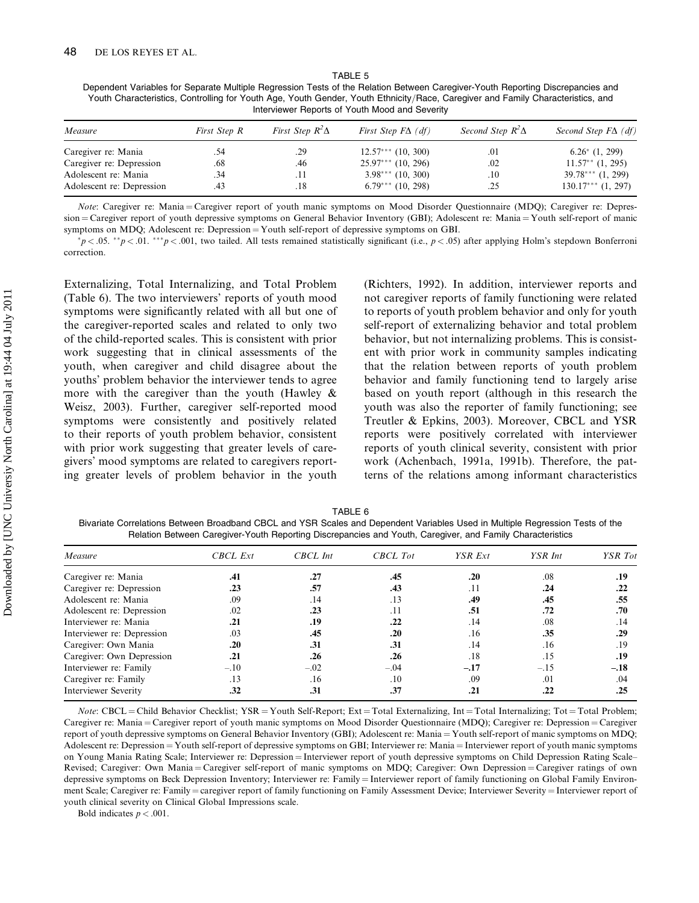TABLE 5
Dependent Variables for Separate Multiple Regression Tests of the Relation Between Caregiver-Youth Reporting Discrepancies and Youth Characteristics, Controlling for Youth Age, Youth Gender, Youth Ethnicity/Race, Caregiver and Family Characteristics, and Interviewer Reports of Youth Mood and Severity

| *Measure* | *First Step R* | *First Step $R^2\Delta$* | *First Step $F\Delta$ (df)* | *Second Step $R^2\Delta$* | *Second Step $F\Delta$ (df)* |
|---|---|---|---|---|---|
| Caregiver re: Mania | .54 | .29 | 12.57*** (10, 300) | .01 | 6.26* (1, 299) |
| Caregiver re: Depression | .68 | .46 | 25.97*** (10, 296) | .02 | 11.57** (1, 295) |
| Adolescent re: Mania | .34 | .11 | 3.98*** (10, 300) | .10 | 39.78*** (1, 299) |
| Adolescent re: Depression | .43 | .18 | 6.79*** (10, 298) | .25 | 130.17*** (1, 297) |

*Note*: Caregiver re: Mania = Caregiver report of youth manic symptoms on Mood Disorder Questionnaire (MDQ); Caregiver re: Depression = Caregiver report of youth depressive symptoms on General Behavior Inventory (GBI); Adolescent re: Mania = Youth self-report of manic symptoms on MDQ; Adolescent re: Depression = Youth self-report of depressive symptoms on GBI.

*$p < .05$. **$p < .01$. ***$p < .001$, two tailed. All tests remained statistically significant (i.e., $p < .05$) after applying Holm's stepdown Bonferroni correction.

Externalizing, Total Internalizing, and Total Problem (Table 6). The two interviewers' reports of youth mood symptoms were significantly related with all but one of the caregiver-reported scales and related to only two of the child-reported scales. This is consistent with prior work suggesting that in clinical assessments of the youth, when caregiver and child disagree about the youths' problem behavior the interviewer tends to agree more with the caregiver than the youth (Hawley & Weisz, 2003). Further, caregiver self-reported mood symptoms were consistently and positively related to their reports of youth problem behavior, consistent with prior work suggesting that greater levels of caregivers' mood symptoms are related to caregivers reporting greater levels of problem behavior in the youth (Richters, 1992). In addition, interviewer reports and not caregiver reports of family functioning were related to reports of youth problem behavior and only for youth self-report of externalizing behavior and total problem behavior, but not internalizing problems. This is consistent with prior work in community samples indicating that the relation between reports of youth problem behavior and family functioning tend to largely arise based on youth report (although in this research the youth was also the reporter of family functioning; see Treutler & Epkins, 2003). Moreover, CBCL and YSR reports were positively correlated with interviewer reports of youth clinical severity, consistent with prior work (Achenbach, 1991a, 1991b). Therefore, the patterns of the relations among informant characteristics

TABLE 6
Bivariate Correlations Between Broadband CBCL and YSR Scales and Dependent Variables Used in Multiple Regression Tests of the Relation Between Caregiver-Youth Reporting Discrepancies and Youth, Caregiver, and Family Characteristics

| *Measure* | *CBCL Ext* | *CBCL Int* | *CBCL Tot* | *YSR Ext* | *YSR Int* | *YSR Tot* |
|---|---|---|---|---|---|---|
| Caregiver re: Mania | **.41** | **.27** | **.45** | **.20** | .08 | **.19** |
| Caregiver re: Depression | **.23** | **.57** | **.43** | .11 | **.24** | **.22** |
| Adolescent re: Mania | .09 | .14 | .13 | **.49** | **.45** | **.55** |
| Adolescent re: Depression | .02 | **.23** | .11 | **.51** | **.72** | **.70** |
| Interviewer re: Mania | **.21** | **.19** | **.22** | .14 | .08 | .14 |
| Interviewer re: Depression | .03 | **.45** | **.20** | .16 | **.35** | **.29** |
| Caregiver: Own Mania | **.20** | **.31** | **.31** | .14 | .16 | .19 |
| Caregiver: Own Depression | **.21** | **.26** | **.26** | .18 | .15 | **.19** |
| Interviewer re: Family | −.10 | −.02 | −.04 | **−.17** | −.15 | **−.18** |
| Caregiver re: Family | .13 | .16 | .10 | .09 | .01 | .04 |
| Interviewer Severity | **.32** | **.31** | **.37** | **.21** | **.22** | **.25** |

*Note*: CBCL = Child Behavior Checklist; YSR = Youth Self-Report; Ext = Total Externalizing, Int = Total Internalizing; Tot = Total Problem; Caregiver re: Mania = Caregiver report of youth manic symptoms on Mood Disorder Questionnaire (MDQ); Caregiver re: Depression = Caregiver report of youth depressive symptoms on General Behavior Inventory (GBI); Adolescent re: Mania = Youth self-report of manic symptoms on MDQ; Adolescent re: Depression = Youth self-report of depressive symptoms on GBI; Interviewer re: Mania = Interviewer report of youth manic symptoms on Young Mania Rating Scale; Interviewer re: Depression = Interviewer report of youth depressive symptoms on Child Depression Rating Scale–Revised; Caregiver: Own Mania = Caregiver self-report of manic symptoms on MDQ; Caregiver: Own Depression = Caregiver ratings of own depressive symptoms on Beck Depression Inventory; Interviewer re: Family = Interviewer report of family functioning on Global Family Environment Scale; Caregiver re: Family = caregiver report of family functioning on Family Assessment Device; Interviewer Severity = Interviewer report of youth clinical severity on Clinical Global Impressions scale.

Bold indicates $p < .001$.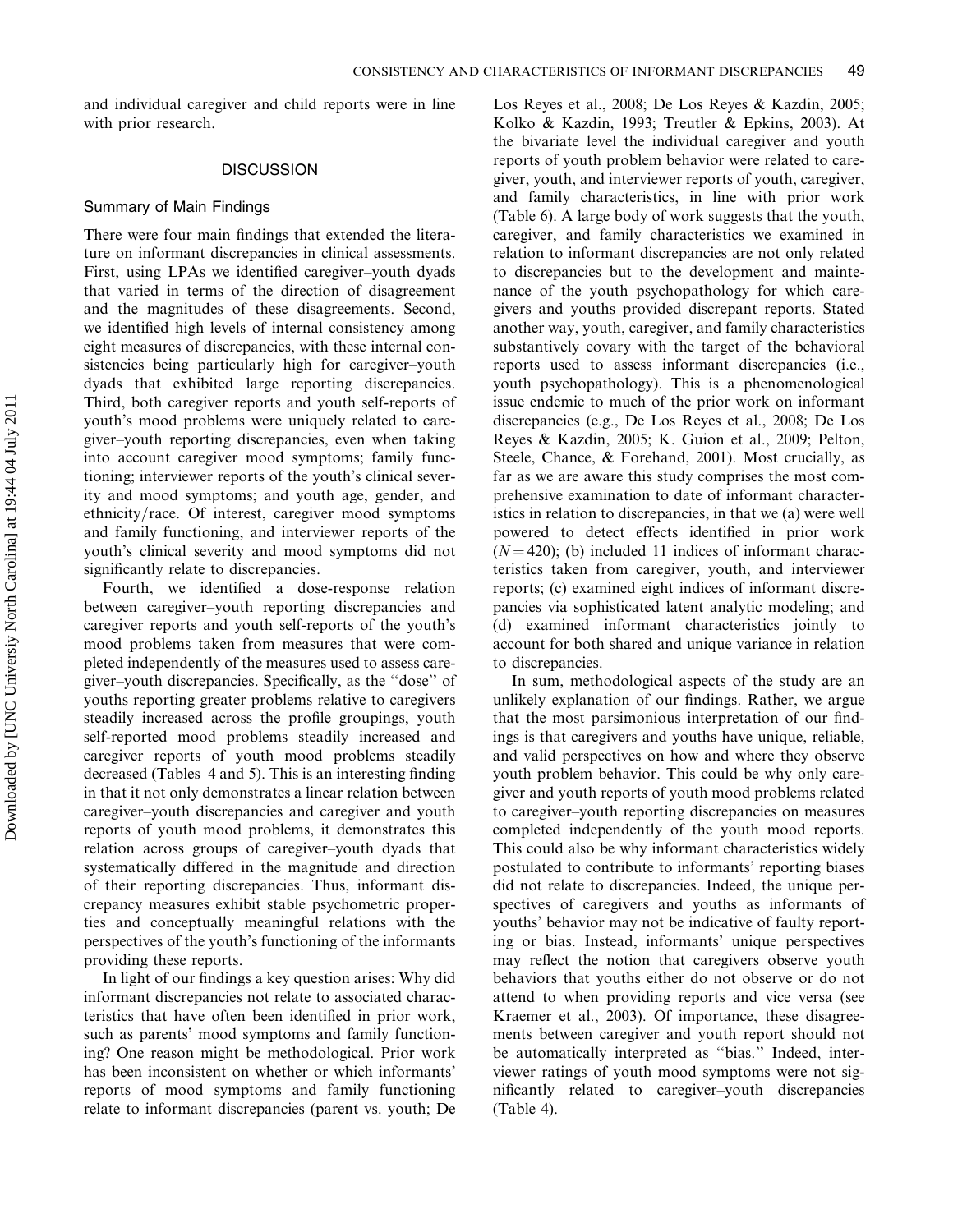and individual caregiver and child reports were in line with prior research.

## DISCUSSION

### Summary of Main Findings

There were four main findings that extended the literature on informant discrepancies in clinical assessments. First, using LPAs we identified caregiver–youth dyads that varied in terms of the direction of disagreement and the magnitudes of these disagreements. Second, we identified high levels of internal consistency among eight measures of discrepancies, with these internal consistencies being particularly high for caregiver–youth dyads that exhibited large reporting discrepancies. Third, both caregiver reports and youth self-reports of youth's mood problems were uniquely related to caregiver–youth reporting discrepancies, even when taking into account caregiver mood symptoms; family functioning; interviewer reports of the youth's clinical severity and mood symptoms; and youth age, gender, and ethnicity/race. Of interest, caregiver mood symptoms and family functioning, and interviewer reports of the youth's clinical severity and mood symptoms did not significantly relate to discrepancies.

Fourth, we identified a dose-response relation between caregiver–youth reporting discrepancies and caregiver reports and youth self-reports of the youth's mood problems taken from measures that were completed independently of the measures used to assess caregiver–youth discrepancies. Specifically, as the ''dose'' of youths reporting greater problems relative to caregivers steadily increased across the profile groupings, youth self-reported mood problems steadily increased and caregiver reports of youth mood problems steadily decreased (Tables 4 and 5). This is an interesting finding in that it not only demonstrates a linear relation between caregiver–youth discrepancies and caregiver and youth reports of youth mood problems, it demonstrates this relation across groups of caregiver–youth dyads that systematically differed in the magnitude and direction of their reporting discrepancies. Thus, informant discrepancy measures exhibit stable psychometric properties and conceptually meaningful relations with the perspectives of the youth's functioning of the informants providing these reports.

In light of our findings a key question arises: Why did informant discrepancies not relate to associated characteristics that have often been identified in prior work, such as parents' mood symptoms and family functioning? One reason might be methodological. Prior work has been inconsistent on whether or which informants' reports of mood symptoms and family functioning relate to informant discrepancies (parent vs. youth; De Los Reyes et al., 2008; De Los Reyes & Kazdin, 2005; Kolko & Kazdin, 1993; Treutler & Epkins, 2003). At the bivariate level the individual caregiver and youth reports of youth problem behavior were related to caregiver, youth, and interviewer reports of youth, caregiver, and family characteristics, in line with prior work (Table 6). A large body of work suggests that the youth, caregiver, and family characteristics we examined in relation to informant discrepancies are not only related to discrepancies but to the development and maintenance of the youth psychopathology for which caregivers and youths provided discrepant reports. Stated another way, youth, caregiver, and family characteristics substantively covary with the target of the behavioral reports used to assess informant discrepancies (i.e., youth psychopathology). This is a phenomenological issue endemic to much of the prior work on informant discrepancies (e.g., De Los Reyes et al., 2008; De Los Reyes & Kazdin, 2005; K. Guion et al., 2009; Pelton, Steele, Chance, & Forehand, 2001). Most crucially, as far as we are aware this study comprises the most comprehensive examination to date of informant characteristics in relation to discrepancies, in that we (a) were well powered to detect effects identified in prior work ($N = 420$); (b) included 11 indices of informant characteristics taken from caregiver, youth, and interviewer reports; (c) examined eight indices of informant discrepancies via sophisticated latent analytic modeling; and (d) examined informant characteristics jointly to account for both shared and unique variance in relation to discrepancies.

In sum, methodological aspects of the study are an unlikely explanation of our findings. Rather, we argue that the most parsimonious interpretation of our findings is that caregivers and youths have unique, reliable, and valid perspectives on how and where they observe youth problem behavior. This could be why only caregiver and youth reports of youth mood problems related to caregiver–youth reporting discrepancies on measures completed independently of the youth mood reports. This could also be why informant characteristics widely postulated to contribute to informants' reporting biases did not relate to discrepancies. Indeed, the unique perspectives of caregivers and youths as informants of youths' behavior may not be indicative of faulty reporting or bias. Instead, informants' unique perspectives may reflect the notion that caregivers observe youth behaviors that youths either do not observe or do not attend to when providing reports and vice versa (see Kraemer et al., 2003). Of importance, these disagreements between caregiver and youth report should not be automatically interpreted as ''bias.'' Indeed, interviewer ratings of youth mood symptoms were not significantly related to caregiver–youth discrepancies (Table 4).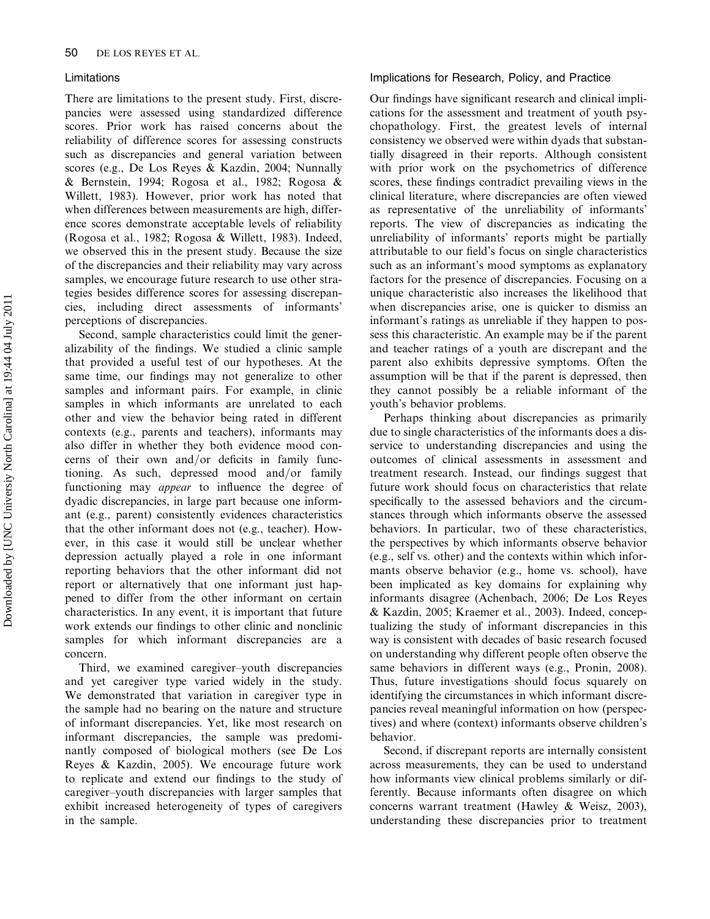## Limitations

There are limitations to the present study. First, discrepancies were assessed using standardized difference scores. Prior work has raised concerns about the reliability of difference scores for assessing constructs such as discrepancies and general variation between scores (e.g., De Los Reyes & Kazdin, 2004; Nunnally & Bernstein, 1994; Rogosa et al., 1982; Rogosa & Willett, 1983). However, prior work has noted that when differences between measurements are high, difference scores demonstrate acceptable levels of reliability (Rogosa et al., 1982; Rogosa & Willett, 1983). Indeed, we observed this in the present study. Because the size of the discrepancies and their reliability may vary across samples, we encourage future research to use other strategies besides difference scores for assessing discrepancies, including direct assessments of informants' perceptions of discrepancies.

Second, sample characteristics could limit the generalizability of the findings. We studied a clinic sample that provided a useful test of our hypotheses. At the same time, our findings may not generalize to other samples and informant pairs. For example, in clinic samples in which informants are unrelated to each other and view the behavior being rated in different contexts (e.g., parents and teachers), informants may also differ in whether they both evidence mood concerns of their own and/or deficits in family functioning. As such, depressed mood and/or family functioning may *appear* to influence the degree of dyadic discrepancies, in large part because one informant (e.g., parent) consistently evidences characteristics that the other informant does not (e.g., teacher). However, in this case it would still be unclear whether depression actually played a role in one informant reporting behaviors that the other informant did not report or alternatively that one informant just happened to differ from the other informant on certain characteristics. In any event, it is important that future work extends our findings to other clinic and nonclinic samples for which informant discrepancies are a concern.

Third, we examined caregiver–youth discrepancies and yet caregiver type varied widely in the study. We demonstrated that variation in caregiver type in the sample had no bearing on the nature and structure of informant discrepancies. Yet, like most research on informant discrepancies, the sample was predominantly composed of biological mothers (see De Los Reyes & Kazdin, 2005). We encourage future work to replicate and extend our findings to the study of caregiver–youth discrepancies with larger samples that exhibit increased heterogeneity of types of caregivers in the sample.

## Implications for Research, Policy, and Practice

Our findings have significant research and clinical implications for the assessment and treatment of youth psychopathology. First, the greatest levels of internal consistency we observed were within dyads that substantially disagreed in their reports. Although consistent with prior work on the psychometrics of difference scores, these findings contradict prevailing views in the clinical literature, where discrepancies are often viewed as representative of the unreliability of informants' reports. The view of discrepancies as indicating the unreliability of informants' reports might be partially attributable to our field's focus on single characteristics such as an informant's mood symptoms as explanatory factors for the presence of discrepancies. Focusing on a unique characteristic also increases the likelihood that when discrepancies arise, one is quicker to dismiss an informant's ratings as unreliable if they happen to possess this characteristic. An example may be if the parent and teacher ratings of a youth are discrepant and the parent also exhibits depressive symptoms. Often the assumption will be that if the parent is depressed, then they cannot possibly be a reliable informant of the youth's behavior problems.

Perhaps thinking about discrepancies as primarily due to single characteristics of the informants does a disservice to understanding discrepancies and using the outcomes of clinical assessments in assessment and treatment research. Instead, our findings suggest that future work should focus on characteristics that relate specifically to the assessed behaviors and the circumstances through which informants observe the assessed behaviors. In particular, two of these characteristics, the perspectives by which informants observe behavior (e.g., self vs. other) and the contexts within which informants observe behavior (e.g., home vs. school), have been implicated as key domains for explaining why informants disagree (Achenbach, 2006; De Los Reyes & Kazdin, 2005; Kraemer et al., 2003). Indeed, conceptualizing the study of informant discrepancies in this way is consistent with decades of basic research focused on understanding why different people often observe the same behaviors in different ways (e.g., Pronin, 2008). Thus, future investigations should focus squarely on identifying the circumstances in which informant discrepancies reveal meaningful information on how (perspectives) and where (context) informants observe children's behavior.

Second, if discrepant reports are internally consistent across measurements, they can be used to understand how informants view clinical problems similarly or differently. Because informants often disagree on which concerns warrant treatment (Hawley & Weisz, 2003), understanding these discrepancies prior to treatment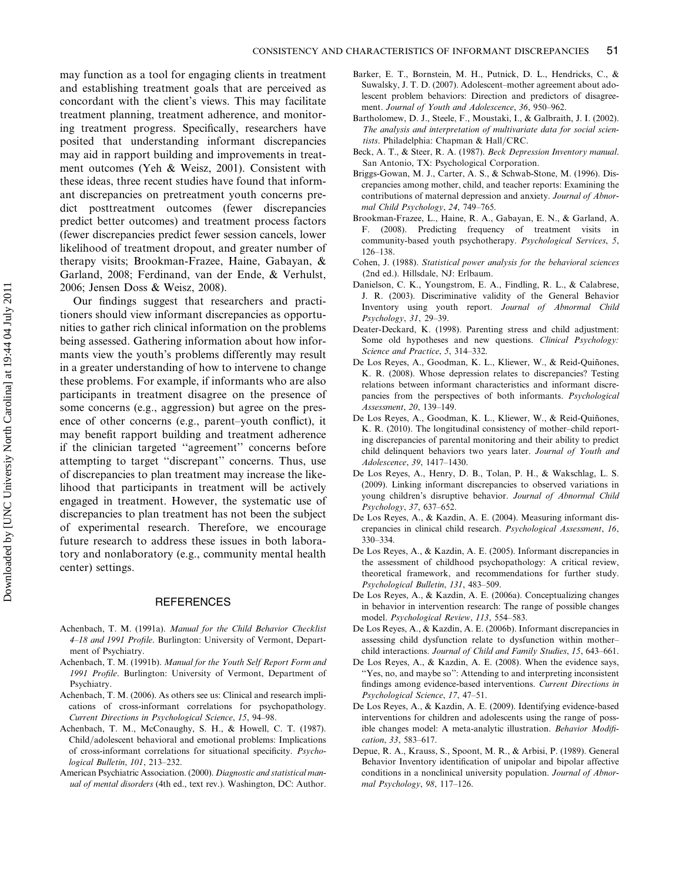may function as a tool for engaging clients in treatment and establishing treatment goals that are perceived as concordant with the client's views. This may facilitate treatment planning, treatment adherence, and monitoring treatment progress. Specifically, researchers have posited that understanding informant discrepancies may aid in rapport building and improvements in treatment outcomes (Yeh & Weisz, 2001). Consistent with these ideas, three recent studies have found that informant discrepancies on pretreatment youth concerns predict posttreatment outcomes (fewer discrepancies predict better outcomes) and treatment process factors (fewer discrepancies predict fewer session cancels, lower likelihood of treatment dropout, and greater number of therapy visits; Brookman-Frazee, Haine, Gabayan, & Garland, 2008; Ferdinand, van der Ende, & Verhulst, 2006; Jensen Doss & Weisz, 2008).

Our findings suggest that researchers and practitioners should view informant discrepancies as opportunities to gather rich clinical information on the problems being assessed. Gathering information about how informants view the youth's problems differently may result in a greater understanding of how to intervene to change these problems. For example, if informants who are also participants in treatment disagree on the presence of some concerns (e.g., aggression) but agree on the presence of other concerns (e.g., parent–youth conflict), it may benefit rapport building and treatment adherence if the clinician targeted ''agreement'' concerns before attempting to target ''discrepant'' concerns. Thus, use of discrepancies to plan treatment may increase the likelihood that participants in treatment will be actively engaged in treatment. However, the systematic use of discrepancies to plan treatment has not been the subject of experimental research. Therefore, we encourage future research to address these issues in both laboratory and nonlaboratory (e.g., community mental health center) settings.

## REFERENCES

Achenbach, T. M. (1991a). *Manual for the Child Behavior Checklist 4–18 and 1991 Profile*. Burlington: University of Vermont, Department of Psychiatry.

Achenbach, T. M. (1991b). *Manual for the Youth Self Report Form and 1991 Profile*. Burlington: University of Vermont, Department of Psychiatry.

Achenbach, T. M. (2006). As others see us: Clinical and research implications of cross-informant correlations for psychopathology. *Current Directions in Psychological Science*, *15*, 94–98.

Achenbach, T. M., McConaughy, S. H., & Howell, C. T. (1987). Child/adolescent behavioral and emotional problems: Implications of cross-informant correlations for situational specificity. *Psychological Bulletin*, *101*, 213–232.

American Psychiatric Association. (2000). *Diagnostic and statistical manual of mental disorders* (4th ed., text rev.). Washington, DC: Author.

Barker, E. T., Bornstein, M. H., Putnick, D. L., Hendricks, C., & Suwalsky, J. T. D. (2007). Adolescent–mother agreement about adolescent problem behaviors: Direction and predictors of disagreement. *Journal of Youth and Adolescence*, *36*, 950–962.

Bartholomew, D. J., Steele, F., Moustaki, I., & Galbraith, J. I. (2002). *The analysis and interpretation of multivariate data for social scientists*. Philadelphia: Chapman & Hall/CRC.

Beck, A. T., & Steer, R. A. (1987). *Beck Depression Inventory manual*. San Antonio, TX: Psychological Corporation.

Briggs-Gowan, M. J., Carter, A. S., & Schwab-Stone, M. (1996). Discrepancies among mother, child, and teacher reports: Examining the contributions of maternal depression and anxiety. *Journal of Abnormal Child Psychology*, *24*, 749–765.

Brookman-Frazee, L., Haine, R. A., Gabayan, E. N., & Garland, A. F. (2008). Predicting frequency of treatment visits in community-based youth psychotherapy. *Psychological Services*, *5*, 126–138.

Cohen, J. (1988). *Statistical power analysis for the behavioral sciences* (2nd ed.). Hillsdale, NJ: Erlbaum.

Danielson, C. K., Youngstrom, E. A., Findling, R. L., & Calabrese, J. R. (2003). Discriminative validity of the General Behavior Inventory using youth report. *Journal of Abnormal Child Psychology*, *31*, 29–39.

Deater-Deckard, K. (1998). Parenting stress and child adjustment: Some old hypotheses and new questions. *Clinical Psychology: Science and Practice*, *5*, 314–332.

De Los Reyes, A., Goodman, K. L., Kliewer, W., & Reid-Quiñones, K. R. (2008). Whose depression relates to discrepancies? Testing relations between informant characteristics and informant discrepancies from the perspectives of both informants. *Psychological Assessment*, *20*, 139–149.

De Los Reyes, A., Goodman, K. L., Kliewer, W., & Reid-Quiñones, K. R. (2010). The longitudinal consistency of mother–child reporting discrepancies of parental monitoring and their ability to predict child delinquent behaviors two years later. *Journal of Youth and Adolescence*, *39*, 1417–1430.

De Los Reyes, A., Henry, D. B., Tolan, P. H., & Wakschlag, L. S. (2009). Linking informant discrepancies to observed variations in young children's disruptive behavior. *Journal of Abnormal Child Psychology*, *37*, 637–652.

De Los Reyes, A., & Kazdin, A. E. (2004). Measuring informant discrepancies in clinical child research. *Psychological Assessment*, *16*, 330–334.

De Los Reyes, A., & Kazdin, A. E. (2005). Informant discrepancies in the assessment of childhood psychopathology: A critical review, theoretical framework, and recommendations for further study. *Psychological Bulletin*, *131*, 483–509.

De Los Reyes, A., & Kazdin, A. E. (2006a). Conceptualizing changes in behavior in intervention research: The range of possible changes model. *Psychological Review*, *113*, 554–583.

De Los Reyes, A., & Kazdin, A. E. (2006b). Informant discrepancies in assessing child dysfunction relate to dysfunction within mother–child interactions. *Journal of Child and Family Studies*, *15*, 643–661.

De Los Reyes, A., & Kazdin, A. E. (2008). When the evidence says, ''Yes, no, and maybe so'': Attending to and interpreting inconsistent findings among evidence-based interventions. *Current Directions in Psychological Science*, *17*, 47–51.

De Los Reyes, A., & Kazdin, A. E. (2009). Identifying evidence-based interventions for children and adolescents using the range of possible changes model: A meta-analytic illustration. *Behavior Modification*, *33*, 583–617.

Depue, R. A., Krauss, S., Spoont, M. R., & Arbisi, P. (1989). General Behavior Inventory identification of unipolar and bipolar affective conditions in a nonclinical university population. *Journal of Abnormal Psychology*, *98*, 117–126.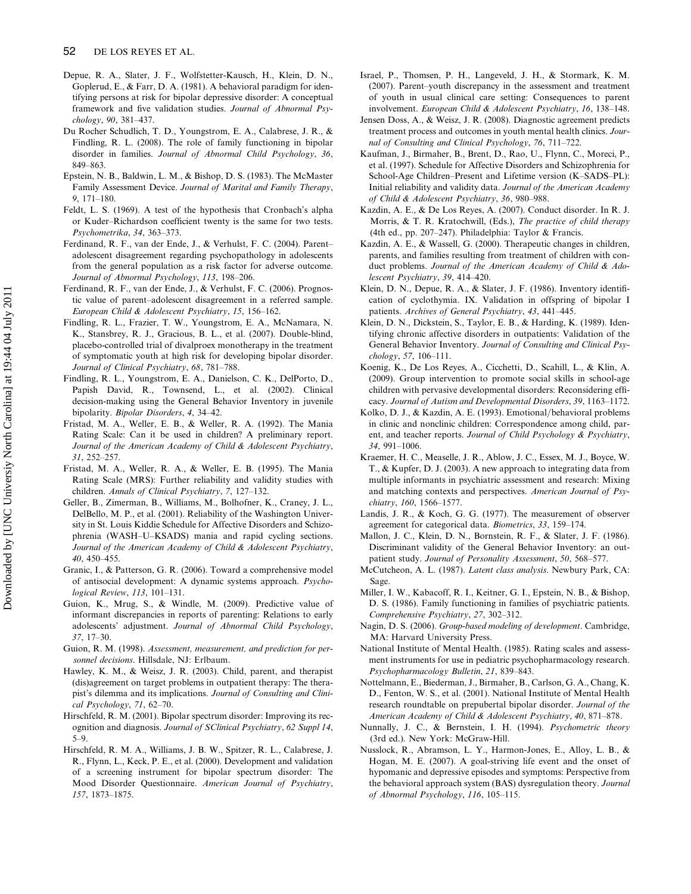Depue, R. A., Slater, J. F., Wolfstetter-Kausch, H., Klein, D. N., Goplerud, E., & Farr, D. A. (1981). A behavioral paradigm for identifying persons at risk for bipolar depressive disorder: A conceptual framework and five validation studies. *Journal of Abnormal Psychology*, *90*, 381–437.

Du Rocher Schudlich, T. D., Youngstrom, E. A., Calabrese, J. R., & Findling, R. L. (2008). The role of family functioning in bipolar disorder in families. *Journal of Abnormal Child Psychology*, *36*, 849–863.

Epstein, N. B., Baldwin, L. M., & Bishop, D. S. (1983). The McMaster Family Assessment Device. *Journal of Marital and Family Therapy*, *9*, 171–180.

Feldt, L. S. (1969). A test of the hypothesis that Cronbach's alpha or Kuder–Richardson coefficient twenty is the same for two tests. *Psychometrika*, *34*, 363–373.

Ferdinand, R. F., van der Ende, J., & Verhulst, F. C. (2004). Parent–adolescent disagreement regarding psychopathology in adolescents from the general population as a risk factor for adverse outcome. *Journal of Abnormal Psychology*, *113*, 198–206.

Ferdinand, R. F., van der Ende, J., & Verhulst, F. C. (2006). Prognostic value of parent–adolescent disagreement in a referred sample. *European Child & Adolescent Psychiatry*, *15*, 156–162.

Findling, R. L., Frazier, T. W., Youngstrom, E. A., McNamara, N. K., Stansbrey, R. J., Gracious, B. L., et al. (2007). Double-blind, placebo-controlled trial of divalproex monotherapy in the treatment of symptomatic youth at high risk for developing bipolar disorder. *Journal of Clinical Psychiatry*, *68*, 781–788.

Findling, R. L., Youngstrom, E. A., Danielson, C. K., DelPorto, D., Papish David, R., Townsend, L., et al. (2002). Clinical decision-making using the General Behavior Inventory in juvenile bipolarity. *Bipolar Disorders*, *4*, 34–42.

Fristad, M. A., Weller, E. B., & Weller, R. A. (1992). The Mania Rating Scale: Can it be used in children? A preliminary report. *Journal of the American Academy of Child & Adolescent Psychiatry*, *31*, 252–257.

Fristad, M. A., Weller, R. A., & Weller, E. B. (1995). The Mania Rating Scale (MRS): Further reliability and validity studies with children. *Annals of Clinical Psychiatry*, *7*, 127–132.

Geller, B., Zimerman, B., Williams, M., Bolhofner, K., Craney, J. L., DelBello, M. P., et al. (2001). Reliability of the Washington University in St. Louis Kiddie Schedule for Affective Disorders and Schizophrenia (WASH–U–KSADS) mania and rapid cycling sections. *Journal of the American Academy of Child & Adolescent Psychiatry*, *40*, 450–455.

Granic, I., & Patterson, G. R. (2006). Toward a comprehensive model of antisocial development: A dynamic systems approach. *Psychological Review*, *113*, 101–131.

Guion, K., Mrug, S., & Windle, M. (2009). Predictive value of informant discrepancies in reports of parenting: Relations to early adolescents' adjustment. *Journal of Abnormal Child Psychology*, *37*, 17–30.

Guion, R. M. (1998). *Assessment, measurement, and prediction for personnel decisions*. Hillsdale, NJ: Erlbaum.

Hawley, K. M., & Weisz, J. R. (2003). Child, parent, and therapist (dis)agreement on target problems in outpatient therapy: The therapist's dilemma and its implications. *Journal of Consulting and Clinical Psychology*, *71*, 62–70.

Hirschfeld, R. M. (2001). Bipolar spectrum disorder: Improving its recognition and diagnosis. *Journal of SClinical Psychiatry*, *62 Suppl 14*, 5–9.

Hirschfeld, R. M. A., Williams, J. B. W., Spitzer, R. L., Calabrese, J. R., Flynn, L., Keck, P. E., et al. (2000). Development and validation of a screening instrument for bipolar spectrum disorder: The Mood Disorder Questionnaire. *American Journal of Psychiatry*, *157*, 1873–1875.

Israel, P., Thomsen, P. H., Langeveld, J. H., & Stormark, K. M. (2007). Parent–youth discrepancy in the assessment and treatment of youth in usual clinical care setting: Consequences to parent involvement. *European Child & Adolescent Psychiatry*, *16*, 138–148.

Jensen Doss, A., & Weisz, J. R. (2008). Diagnostic agreement predicts treatment process and outcomes in youth mental health clinics. *Journal of Consulting and Clinical Psychology*, *76*, 711–722.

Kaufman, J., Birmaher, B., Brent, D., Rao, U., Flynn, C., Moreci, P., et al. (1997). Schedule for Affective Disorders and Schizophrenia for School-Age Children–Present and Lifetime version (K–SADS–PL): Initial reliability and validity data. *Journal of the American Academy of Child & Adolescent Psychiatry*, *36*, 980–988.

Kazdin, A. E., & De Los Reyes, A. (2007). Conduct disorder. In R. J. Morris, & T. R. Kratochwill, (Eds.), *The practice of child therapy* (4th ed., pp. 207–247). Philadelphia: Taylor & Francis.

Kazdin, A. E., & Wassell, G. (2000). Therapeutic changes in children, parents, and families resulting from treatment of children with conduct problems. *Journal of the American Academy of Child & Adolescent Psychiatry*, *39*, 414–420.

Klein, D. N., Depue, R. A., & Slater, J. F. (1986). Inventory identification of cyclothymia. IX. Validation in offspring of bipolar I patients. *Archives of General Psychiatry*, *43*, 441–445.

Klein, D. N., Dickstein, S., Taylor, E. B., & Harding, K. (1989). Identifying chronic affective disorders in outpatients: Validation of the General Behavior Inventory. *Journal of Consulting and Clinical Psychology*, *57*, 106–111.

Koenig, K., De Los Reyes, A., Cicchetti, D., Scahill, L., & Klin, A. (2009). Group intervention to promote social skills in school-age children with pervasive developmental disorders: Reconsidering efficacy. *Journal of Autism and Developmental Disorders*, *39*, 1163–1172.

Kolko, D. J., & Kazdin, A. E. (1993). Emotional/behavioral problems in clinic and nonclinic children: Correspondence among child, parent, and teacher reports. *Journal of Child Psychology & Psychiatry*, *34*, 991–1006.

Kraemer, H. C., Measelle, J. R., Ablow, J. C., Essex, M. J., Boyce, W. T., & Kupfer, D. J. (2003). A new approach to integrating data from multiple informants in psychiatric assessment and research: Mixing and matching contexts and perspectives. *American Journal of Psychiatry*, *160*, 1566–1577.

Landis, J. R., & Koch, G. G. (1977). The measurement of observer agreement for categorical data. *Biometrics*, *33*, 159–174.

Mallon, J. C., Klein, D. N., Bornstein, R. F., & Slater, J. F. (1986). Discriminant validity of the General Behavior Inventory: an outpatient study. *Journal of Personality Assessment*, *50*, 568–577.

McCutcheon, A. L. (1987). *Latent class analysis*. Newbury Park, CA: Sage.

Miller, I. W., Kabacoff, R. I., Keitner, G. I., Epstein, N. B., & Bishop, D. S. (1986). Family functioning in families of psychiatric patients. *Comprehensive Psychiatry*, *27*, 302–312.

Nagin, D. S. (2006). *Group-based modeling of development*. Cambridge, MA: Harvard University Press.

National Institute of Mental Health. (1985). Rating scales and assessment instruments for use in pediatric psychopharmacology research. *Psychopharmacology Bulletin*, *21*, 839–843.

Nottelmann, E., Biederman, J., Birmaher, B., Carlson, G. A., Chang, K. D., Fenton, W. S., et al. (2001). National Institute of Mental Health research roundtable on prepubertal bipolar disorder. *Journal of the American Academy of Child & Adolescent Psychiatry*, *40*, 871–878.

Nunnally, J. C., & Bernstein, I. H. (1994). *Psychometric theory* (3rd ed.). New York: McGraw-Hill.

Nusslock, R., Abramson, L. Y., Harmon-Jones, E., Alloy, L. B., & Hogan, M. E. (2007). A goal-striving life event and the onset of hypomanic and depressive episodes and symptoms: Perspective from the behavioral approach system (BAS) dysregulation theory. *Journal of Abnormal Psychology*, *116*, 105–115.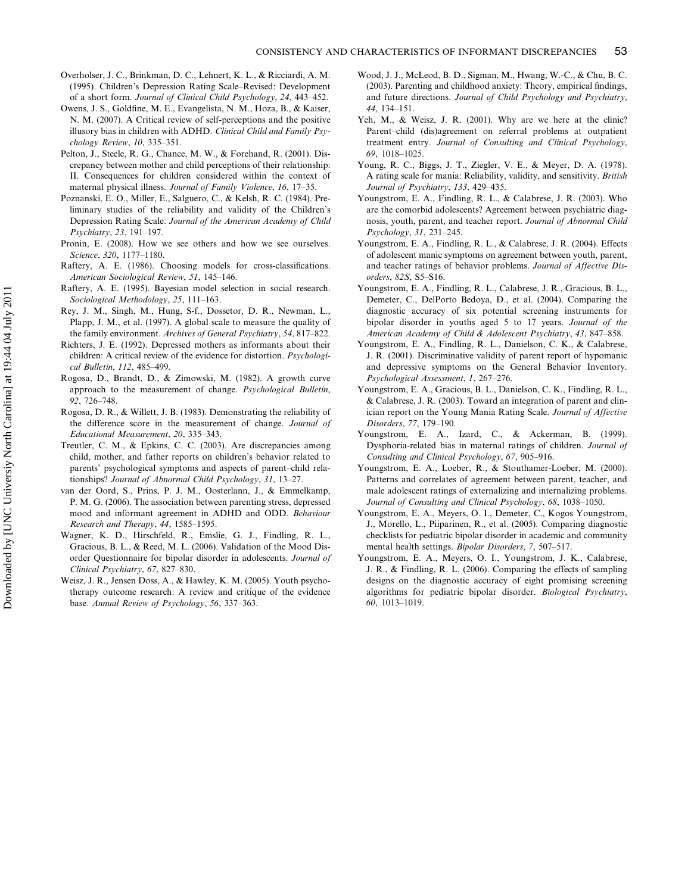Overholser, J. C., Brinkman, D. C., Lehnert, K. L., & Ricciardi, A. M. (1995). Children's Depression Rating Scale–Revised: Development of a short form. *Journal of Clinical Child Psychology*, *24*, 443–452.

Owens, J. S., Goldfine, M. E., Evangelista, N. M., Hoza, B., & Kaiser, N. M. (2007). A Critical review of self-perceptions and the positive illusory bias in children with ADHD. *Clinical Child and Family Psychology Review*, *10*, 335–351.

Pelton, J., Steele, R. G., Chance, M. W., & Forehand, R. (2001). Discrepancy between mother and child perceptions of their relationship: II. Consequences for children considered within the context of maternal physical illness. *Journal of Family Violence*, *16*, 17–35.

Poznanski, E. O., Miller, E., Salguero, C., & Kelsh, R. C. (1984). Preliminary studies of the reliability and validity of the Children's Depression Rating Scale. *Journal of the American Academy of Child Psychiatry*, *23*, 191–197.

Pronin, E. (2008). How we see others and how we see ourselves. *Science*, *320*, 1177–1180.

Raftery, A. E. (1986). Choosing models for cross-classifications. *American Sociological Review*, *51*, 145–146.

Raftery, A. E. (1995). Bayesian model selection in social research. *Sociological Methodology*, *25*, 111–163.

Rey, J. M., Singh, M., Hung, S-f., Dossetor, D. R., Newman, L., Plapp, J. M., et al. (1997). A global scale to measure the quality of the family environment. *Archives of General Psychiatry*, *54*, 817–822.

Richters, J. E. (1992). Depressed mothers as informants about their children: A critical review of the evidence for distortion. *Psychological Bulletin*, *112*, 485–499.

Rogosa, D., Brandt, D., & Zimowski, M. (1982). A growth curve approach to the measurement of change. *Psychological Bulletin*, *92*, 726–748.

Rogosa, D. R., & Willett, J. B. (1983). Demonstrating the reliability of the difference score in the measurement of change. *Journal of Educational Measurement*, *20*, 335–343.

Treutler, C. M., & Epkins, C. C. (2003). Are discrepancies among child, mother, and father reports on children's behavior related to parents' psychological symptoms and aspects of parent–child relationships? *Journal of Abnormal Child Psychology*, *31*, 13–27.

van der Oord, S., Prins, P. J. M., Oosterlann, J., & Emmelkamp, P. M. G. (2006). The association between parenting stress, depressed mood and informant agreement in ADHD and ODD. *Behaviour Research and Therapy*, *44*, 1585–1595.

Wagner, K. D., Hirschfeld, R., Emslie, G. J., Findling, R. L., Gracious, B. L., & Reed, M. L. (2006). Validation of the Mood Disorder Questionnaire for bipolar disorder in adolescents. *Journal of Clinical Psychiatry*, *67*, 827–830.

Weisz, J. R., Jensen Doss, A., & Hawley, K. M. (2005). Youth psychotherapy outcome research: A review and critique of the evidence base. *Annual Review of Psychology*, *56*, 337–363.

Wood, J. J., McLeod, B. D., Sigman, M., Hwang, W.-C., & Chu, B. C. (2003). Parenting and childhood anxiety: Theory, empirical findings, and future directions. *Journal of Child Psychology and Psychiatry*, *44*, 134–151.

Yeh, M., & Weisz, J. R. (2001). Why are we here at the clinic? Parent–child (dis)agreement on referral problems at outpatient treatment entry. *Journal of Consulting and Clinical Psychology*, *69*, 1018–1025.

Young, R. C., Biggs, J. T., Ziegler, V. E., & Meyer, D. A. (1978). A rating scale for mania: Reliability, validity, and sensitivity. *British Journal of Psychiatry*, *133*, 429–435.

Youngstrom, E. A., Findling, R. L., & Calabrese, J. R. (2003). Who are the comorbid adolescents? Agreement between psychiatric diagnosis, youth, parent, and teacher report. *Journal of Abnormal Child Psychology*, *31*, 231–245.

Youngstrom, E. A., Findling, R. L., & Calabrese, J. R. (2004). Effects of adolescent manic symptoms on agreement between youth, parent, and teacher ratings of behavior problems. *Journal of Affective Disorders*, *82S*, S5–S16.

Youngstrom, E. A., Findling, R. L., Calabrese, J. R., Gracious, B. L., Demeter, C., DelPorto Bedoya, D., et al. (2004). Comparing the diagnostic accuracy of six potential screening instruments for bipolar disorder in youths aged 5 to 17 years. *Journal of the American Academy of Child & Adolescent Psychiatry*, *43*, 847–858.

Youngstrom, E. A., Findling, R. L., Danielson, C. K., & Calabrese, J. R. (2001). Discriminative validity of parent report of hypomanic and depressive symptoms on the General Behavior Inventory. *Psychological Assessment*, *1*, 267–276.

Youngstrom, E. A., Gracious, B. L., Danielson, C. K., Findling, R. L., & Calabrese, J. R. (2003). Toward an integration of parent and clinician report on the Young Mania Rating Scale. *Journal of Affective Disorders*, *77*, 179–190.

Youngstrom, E. A., Izard, C., & Ackerman, B. (1999). Dysphoria-related bias in maternal ratings of children. *Journal of Consulting and Clinical Psychology*, *67*, 905–916.

Youngstrom, E. A., Loeber, R., & Stouthamer-Loeber, M. (2000). Patterns and correlates of agreement between parent, teacher, and male adolescent ratings of externalizing and internalizing problems. *Journal of Consulting and Clinical Psychology*, *68*, 1038–1050.

Youngstrom, E. A., Meyers, O. I., Demeter, C., Kogos Youngstrom, J., Morello, L., Piiparinen, R., et al. (2005). Comparing diagnostic checklists for pediatric bipolar disorder in academic and community mental health settings. *Bipolar Disorders*, *7*, 507–517.

Youngstrom, E. A., Meyers, O. I., Youngstrom, J. K., Calabrese, J. R., & Findling, R. L. (2006). Comparing the effects of sampling designs on the diagnostic accuracy of eight promising screening algorithms for pediatric bipolar disorder. *Biological Psychiatry*, *60*, 1013–1019.